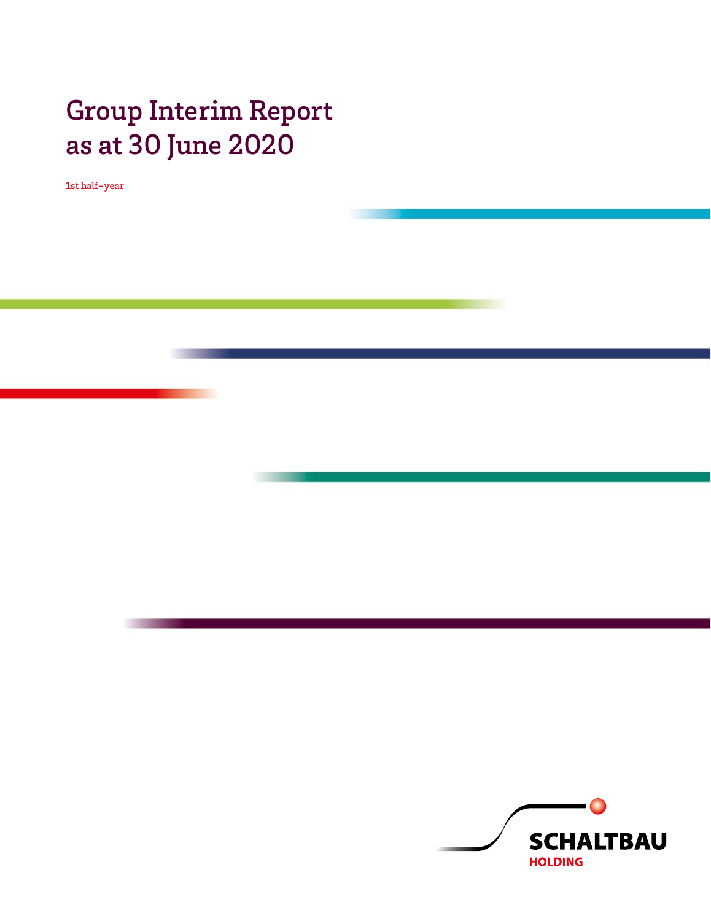# Group Interim Report as at 30 June 2020

1st half-year

SCHALTBAU HOLDING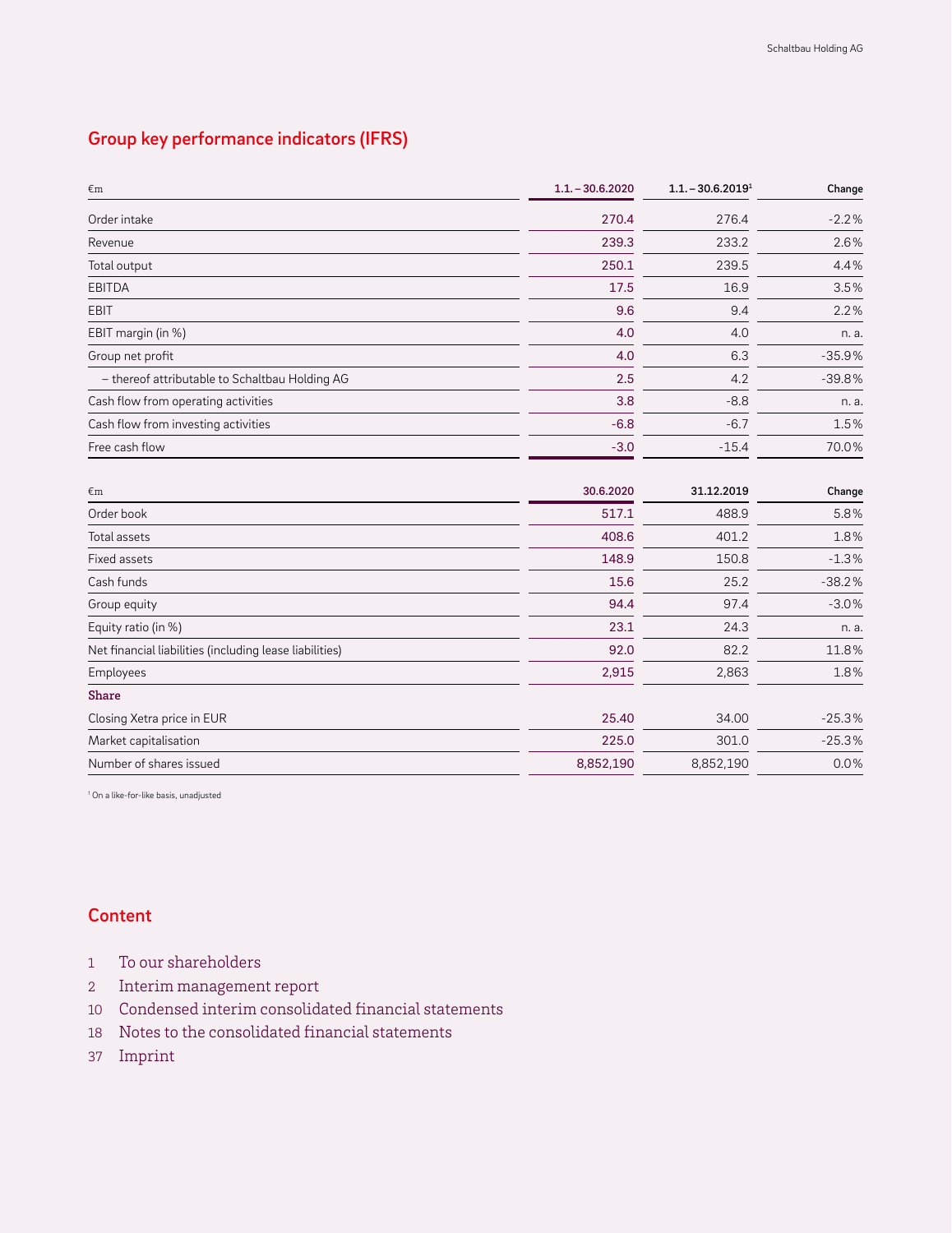## Group key performance indicators (IFRS)

| €m | 1.1. – 30.6.2020 | 1.1. – 30.6.2019[1] | Change |
|---|---|---|---|
| Order intake | 270.4 | 276.4 | -2.2% |
| Revenue | 239.3 | 233.2 | 2.6% |
| Total output | 250.1 | 239.5 | 4.4% |
| EBITDA | 17.5 | 16.9 | 3.5% |
| EBIT | 9.6 | 9.4 | 2.2% |
| EBIT margin (in %) | 4.0 | 4.0 | n. a. |
| Group net profit | 4.0 | 6.3 | -35.9% |
| – thereof attributable to Schaltbau Holding AG | 2.5 | 4.2 | -39.8% |
| Cash flow from operating activities | 3.8 | -8.8 | n. a. |
| Cash flow from investing activities | -6.8 | -6.7 | 1.5% |
| Free cash flow | -3.0 | -15.4 | 70.0% |

| €m | 30.6.2020 | 31.12.2019 | Change |
|---|---|---|---|
| Order book | 517.1 | 488.9 | 5.8% |
| Total assets | 408.6 | 401.2 | 1.8% |
| Fixed assets | 148.9 | 150.8 | -1.3% |
| Cash funds | 15.6 | 25.2 | -38.2% |
| Group equity | 94.4 | 97.4 | -3.0% |
| Equity ratio (in %) | 23.1 | 24.3 | n. a. |
| Net financial liabilities (including lease liabilities) | 92.0 | 82.2 | 11.8% |
| Employees | 2,915 | 2,863 | 1.8% |
| **Share** | | | |
| Closing Xetra price in EUR | 25.40 | 34.00 | -25.3% |
| Market capitalisation | 225.0 | 301.0 | -25.3% |
| Number of shares issued | 8,852,190 | 8,852,190 | 0.0% |

[1] On a like-for-like basis, unadjusted

## Content

1 To our shareholders
2 Interim management report
10 Condensed interim consolidated financial statements
18 Notes to the consolidated financial statements
37 Imprint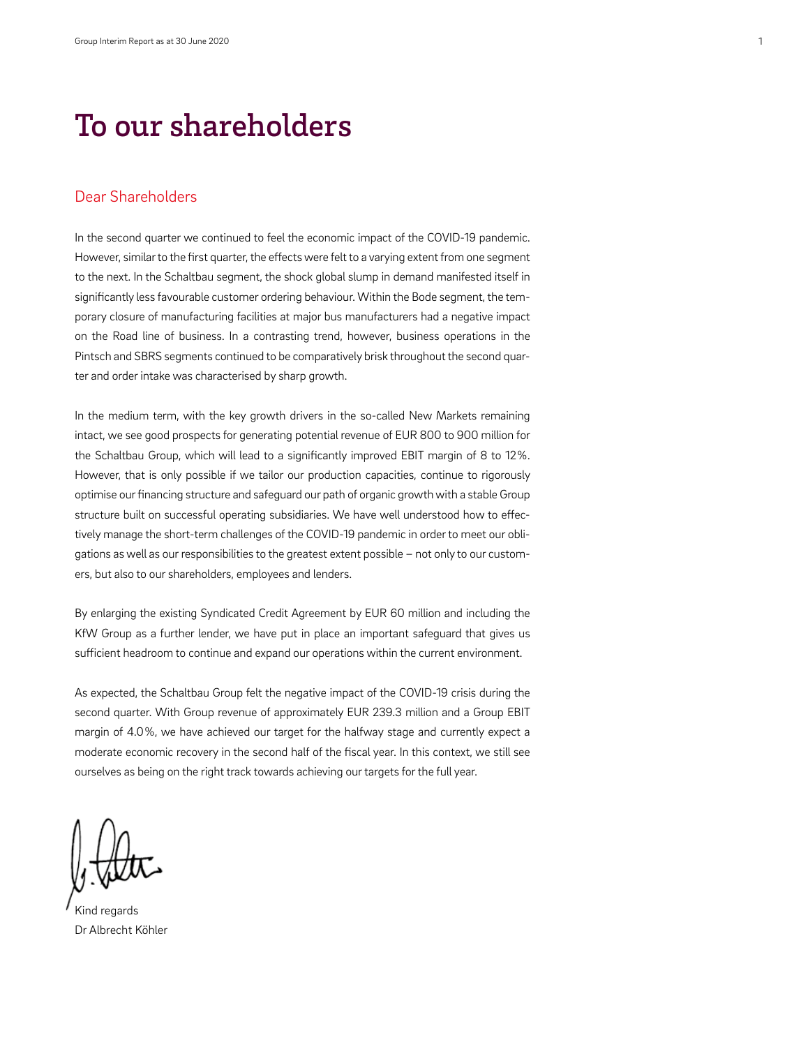# To our shareholders

## Dear Shareholders

In the second quarter we continued to feel the economic impact of the COVID-19 pandemic. However, similar to the first quarter, the effects were felt to a varying extent from one segment to the next. In the Schaltbau segment, the shock global slump in demand manifested itself in significantly less favourable customer ordering behaviour. Within the Bode segment, the temporary closure of manufacturing facilities at major bus manufacturers had a negative impact on the Road line of business. In a contrasting trend, however, business operations in the Pintsch and SBRS segments continued to be comparatively brisk throughout the second quarter and order intake was characterised by sharp growth.

In the medium term, with the key growth drivers in the so-called New Markets remaining intact, we see good prospects for generating potential revenue of EUR 800 to 900 million for the Schaltbau Group, which will lead to a significantly improved EBIT margin of 8 to 12%. However, that is only possible if we tailor our production capacities, continue to rigorously optimise our financing structure and safeguard our path of organic growth with a stable Group structure built on successful operating subsidiaries. We have well understood how to effectively manage the short-term challenges of the COVID-19 pandemic in order to meet our obligations as well as our responsibilities to the greatest extent possible – not only to our customers, but also to our shareholders, employees and lenders.

By enlarging the existing Syndicated Credit Agreement by EUR 60 million and including the KfW Group as a further lender, we have put in place an important safeguard that gives us sufficient headroom to continue and expand our operations within the current environment.

As expected, the Schaltbau Group felt the negative impact of the COVID-19 crisis during the second quarter. With Group revenue of approximately EUR 239.3 million and a Group EBIT margin of 4.0%, we have achieved our target for the halfway stage and currently expect a moderate economic recovery in the second half of the fiscal year. In this context, we still see ourselves as being on the right track towards achieving our targets for the full year.

Kind regards
Dr Albrecht Köhler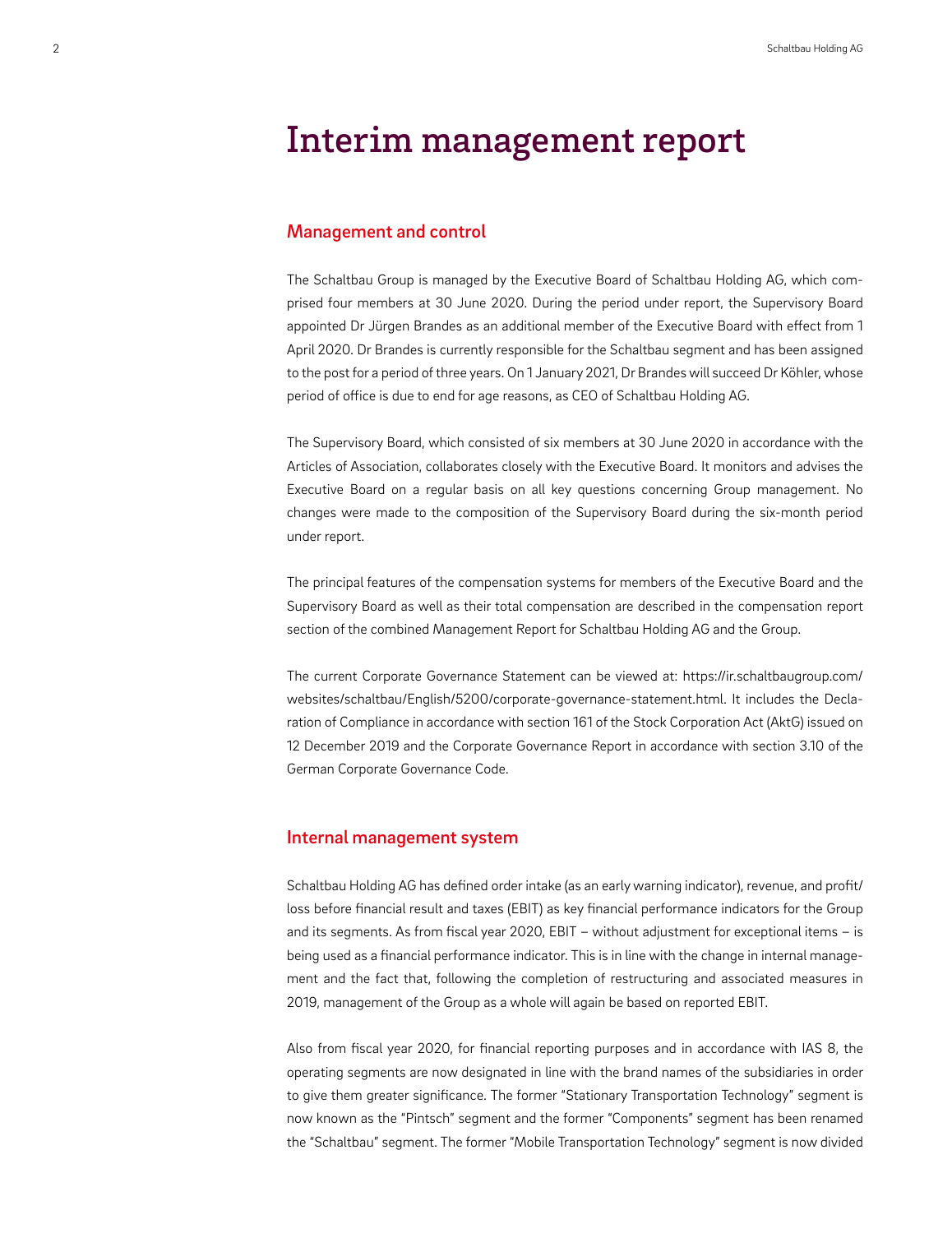# Interim management report

## Management and control

The Schaltbau Group is managed by the Executive Board of Schaltbau Holding AG, which comprised four members at 30 June 2020. During the period under report, the Supervisory Board appointed Dr Jürgen Brandes as an additional member of the Executive Board with effect from 1 April 2020. Dr Brandes is currently responsible for the Schaltbau segment and has been assigned to the post for a period of three years. On 1 January 2021, Dr Brandes will succeed Dr Köhler, whose period of office is due to end for age reasons, as CEO of Schaltbau Holding AG.

The Supervisory Board, which consisted of six members at 30 June 2020 in accordance with the Articles of Association, collaborates closely with the Executive Board. It monitors and advises the Executive Board on a regular basis on all key questions concerning Group management. No changes were made to the composition of the Supervisory Board during the six-month period under report.

The principal features of the compensation systems for members of the Executive Board and the Supervisory Board as well as their total compensation are described in the compensation report section of the combined Management Report for Schaltbau Holding AG and the Group.

The current Corporate Governance Statement can be viewed at: https://ir.schaltbaugroup.com/websites/schaltbau/English/5200/corporate-governance-statement.html. It includes the Declaration of Compliance in accordance with section 161 of the Stock Corporation Act (AktG) issued on 12 December 2019 and the Corporate Governance Report in accordance with section 3.10 of the German Corporate Governance Code.

## Internal management system

Schaltbau Holding AG has defined order intake (as an early warning indicator), revenue, and profit/loss before financial result and taxes (EBIT) as key financial performance indicators for the Group and its segments. As from fiscal year 2020, EBIT – without adjustment for exceptional items – is being used as a financial performance indicator. This is in line with the change in internal management and the fact that, following the completion of restructuring and associated measures in 2019, management of the Group as a whole will again be based on reported EBIT.

Also from fiscal year 2020, for financial reporting purposes and in accordance with IAS 8, the operating segments are now designated in line with the brand names of the subsidiaries in order to give them greater significance. The former "Stationary Transportation Technology" segment is now known as the "Pintsch" segment and the former "Components" segment has been renamed the "Schaltbau" segment. The former "Mobile Transportation Technology" segment is now divided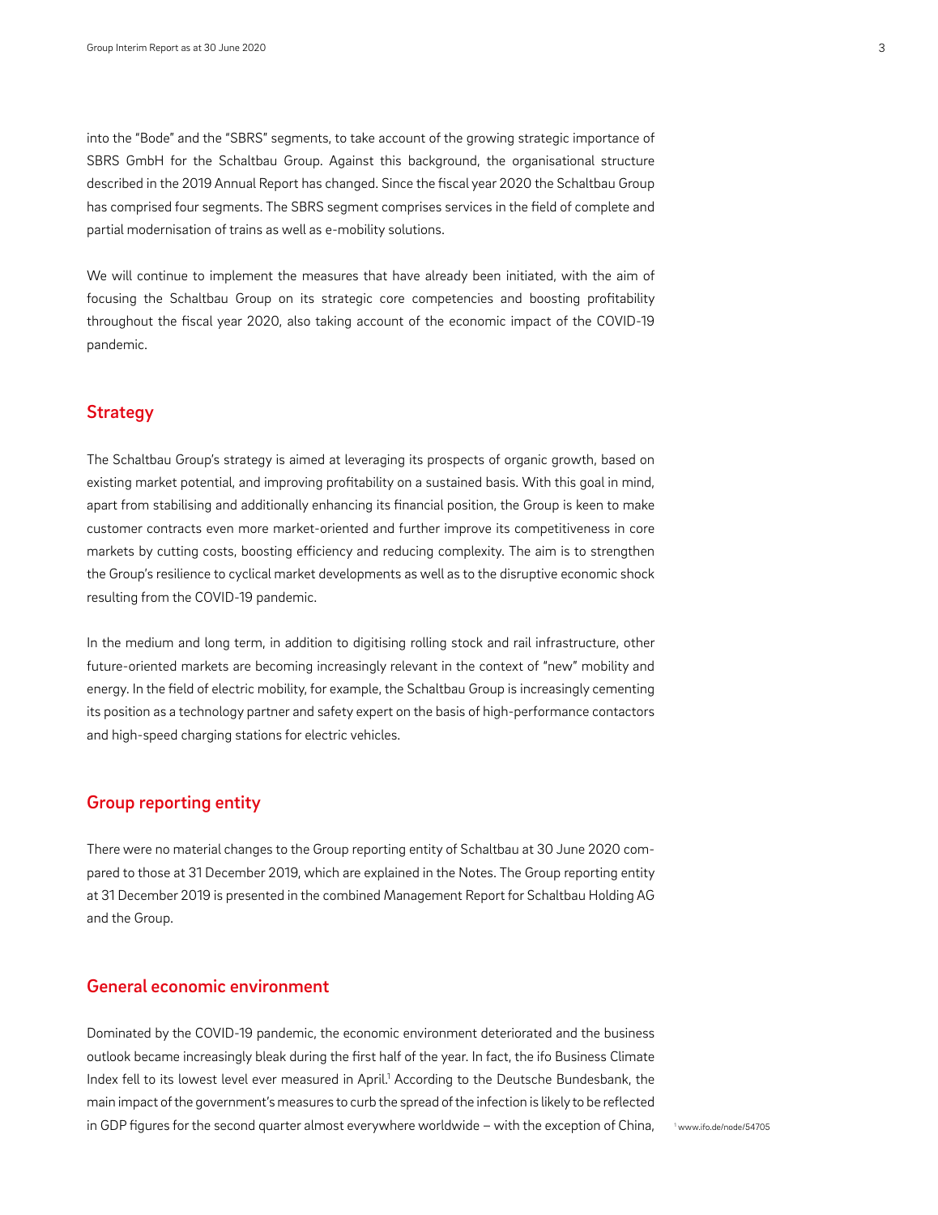into the "Bode" and the "SBRS" segments, to take account of the growing strategic importance of SBRS GmbH for the Schaltbau Group. Against this background, the organisational structure described in the 2019 Annual Report has changed. Since the fiscal year 2020 the Schaltbau Group has comprised four segments. The SBRS segment comprises services in the field of complete and partial modernisation of trains as well as e-mobility solutions.

We will continue to implement the measures that have already been initiated, with the aim of focusing the Schaltbau Group on its strategic core competencies and boosting profitability throughout the fiscal year 2020, also taking account of the economic impact of the COVID-19 pandemic.

## Strategy

The Schaltbau Group's strategy is aimed at leveraging its prospects of organic growth, based on existing market potential, and improving profitability on a sustained basis. With this goal in mind, apart from stabilising and additionally enhancing its financial position, the Group is keen to make customer contracts even more market-oriented and further improve its competitiveness in core markets by cutting costs, boosting efficiency and reducing complexity. The aim is to strengthen the Group's resilience to cyclical market developments as well as to the disruptive economic shock resulting from the COVID-19 pandemic.

In the medium and long term, in addition to digitising rolling stock and rail infrastructure, other future-oriented markets are becoming increasingly relevant in the context of "new" mobility and energy. In the field of electric mobility, for example, the Schaltbau Group is increasingly cementing its position as a technology partner and safety expert on the basis of high-performance contactors and high-speed charging stations for electric vehicles.

## Group reporting entity

There were no material changes to the Group reporting entity of Schaltbau at 30 June 2020 compared to those at 31 December 2019, which are explained in the Notes. The Group reporting entity at 31 December 2019 is presented in the combined Management Report for Schaltbau Holding AG and the Group.

## General economic environment

Dominated by the COVID-19 pandemic, the economic environment deteriorated and the business outlook became increasingly bleak during the first half of the year. In fact, the ifo Business Climate Index fell to its lowest level ever measured in April.[1] According to the Deutsche Bundesbank, the main impact of the government's measures to curb the spread of the infection is likely to be reflected in GDP figures for the second quarter almost everywhere worldwide – with the exception of China,

[1] www.ifo.de/node/54705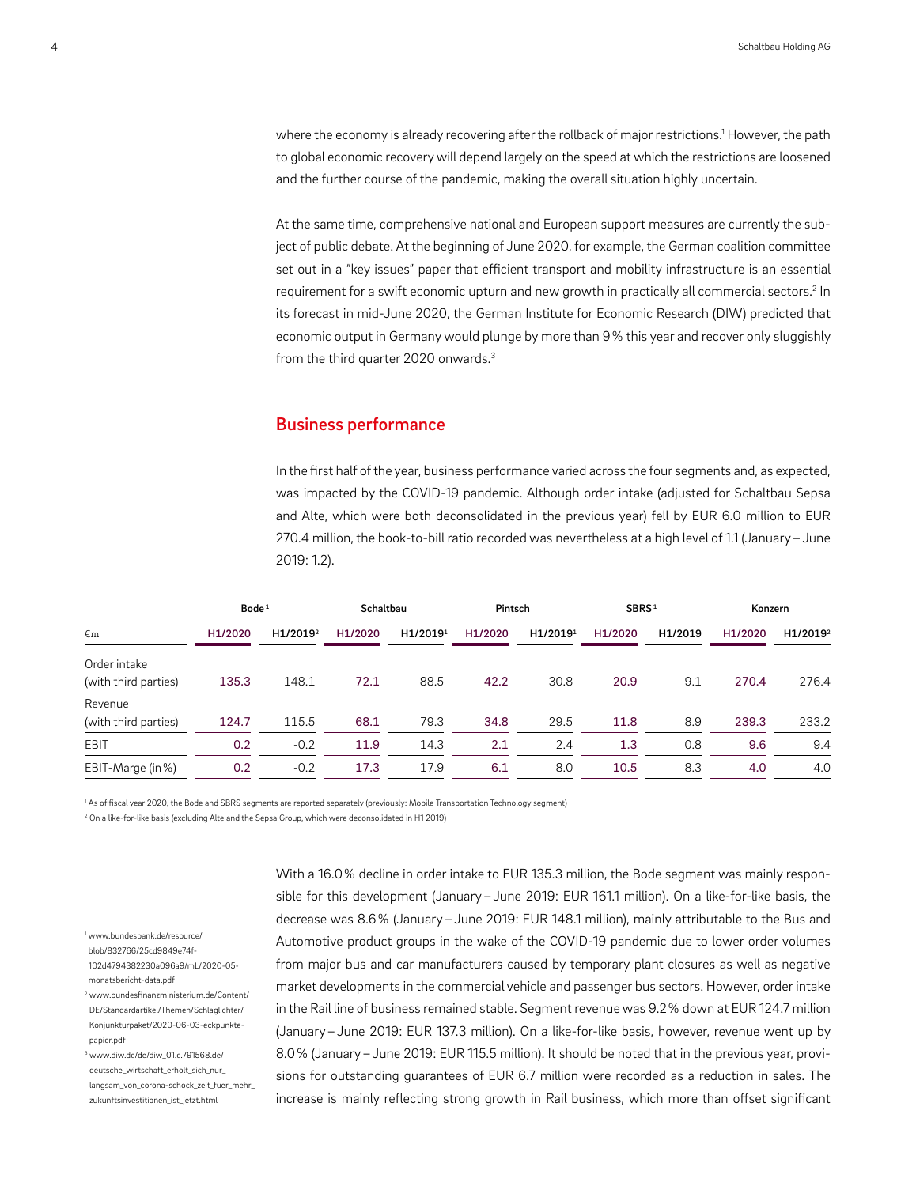where the economy is already recovering after the rollback of major restrictions.[1] However, the path to global economic recovery will depend largely on the speed at which the restrictions are loosened and the further course of the pandemic, making the overall situation highly uncertain.

At the same time, comprehensive national and European support measures are currently the subject of public debate. At the beginning of June 2020, for example, the German coalition committee set out in a "key issues" paper that efficient transport and mobility infrastructure is an essential requirement for a swift economic upturn and new growth in practically all commercial sectors.[2] In its forecast in mid-June 2020, the German Institute for Economic Research (DIW) predicted that economic output in Germany would plunge by more than 9 % this year and recover only sluggishly from the third quarter 2020 onwards.[3]

## Business performance

In the first half of the year, business performance varied across the four segments and, as expected, was impacted by the COVID-19 pandemic. Although order intake (adjusted for Schaltbau Sepsa and Alte, which were both deconsolidated in the previous year) fell by EUR 6.0 million to EUR 270.4 million, the book-to-bill ratio recorded was nevertheless at a high level of 1.1 (January – June 2019: 1.2).

| | Bode[1] | | Schaltbau | | Pintsch | | SBRS[1] | | Konzern | |
|---|---|---|---|---|---|---|---|---|---|---|
| €m | H1/2020 | H1/2019[2] | H1/2020 | H1/2019[1] | H1/2020 | H1/2019[1] | H1/2020 | H1/2019 | H1/2020 | H1/2019[2] |
| Order intake (with third parties) | 135.3 | 148.1 | 72.1 | 88.5 | 42.2 | 30.8 | 20.9 | 9.1 | 270.4 | 276.4 |
| Revenue (with third parties) | 124.7 | 115.5 | 68.1 | 79.3 | 34.8 | 29.5 | 11.8 | 8.9 | 239.3 | 233.2 |
| EBIT | 0.2 | -0.2 | 11.9 | 14.3 | 2.1 | 2.4 | 1.3 | 0.8 | 9.6 | 9.4 |
| EBIT-Marge (in %) | 0.2 | -0.2 | 17.3 | 17.9 | 6.1 | 8.0 | 10.5 | 8.3 | 4.0 | 4.0 |

[1] As of fiscal year 2020, the Bode and SBRS segments are reported separately (previously: Mobile Transportation Technology segment)

[2] On a like-for-like basis (excluding Alte and the Sepsa Group, which were deconsolidated in H1 2019)

With a 16.0 % decline in order intake to EUR 135.3 million, the Bode segment was mainly responsible for this development (January – June 2019: EUR 161.1 million). On a like-for-like basis, the decrease was 8.6 % (January – June 2019: EUR 148.1 million), mainly attributable to the Bus and Automotive product groups in the wake of the COVID-19 pandemic due to lower order volumes from major bus and car manufacturers caused by temporary plant closures as well as negative market developments in the commercial vehicle and passenger bus sectors. However, order intake in the Rail line of business remained stable. Segment revenue was 9.2 % down at EUR 124.7 million (January – June 2019: EUR 137.3 million). On a like-for-like basis, however, revenue went up by 8.0 % (January – June 2019: EUR 115.5 million). It should be noted that in the previous year, provisions for outstanding guarantees of EUR 6.7 million were recorded as a reduction in sales. The increase is mainly reflecting strong growth in Rail business, which more than offset significant

[1] www.bundesbank.de/resource/blob/832766/25cd9849e74f102d4794382230a096a9/mL/2020-05-monatsbericht-data.pdf

[2] www.bundesfinanzministerium.de/Content/DE/Standardartikel/Themen/Schlaglichter/Konjunkturpaket/2020-06-03-eckpunktepapier.pdf

[3] www.diw.de/de/diw_01.c.791568.de/deutsche_wirtschaft_erholt_sich_nur_langsam_von_corona-schock_zeit_fuer_mehr_zukunftsinvestitionen_ist_jetzt.html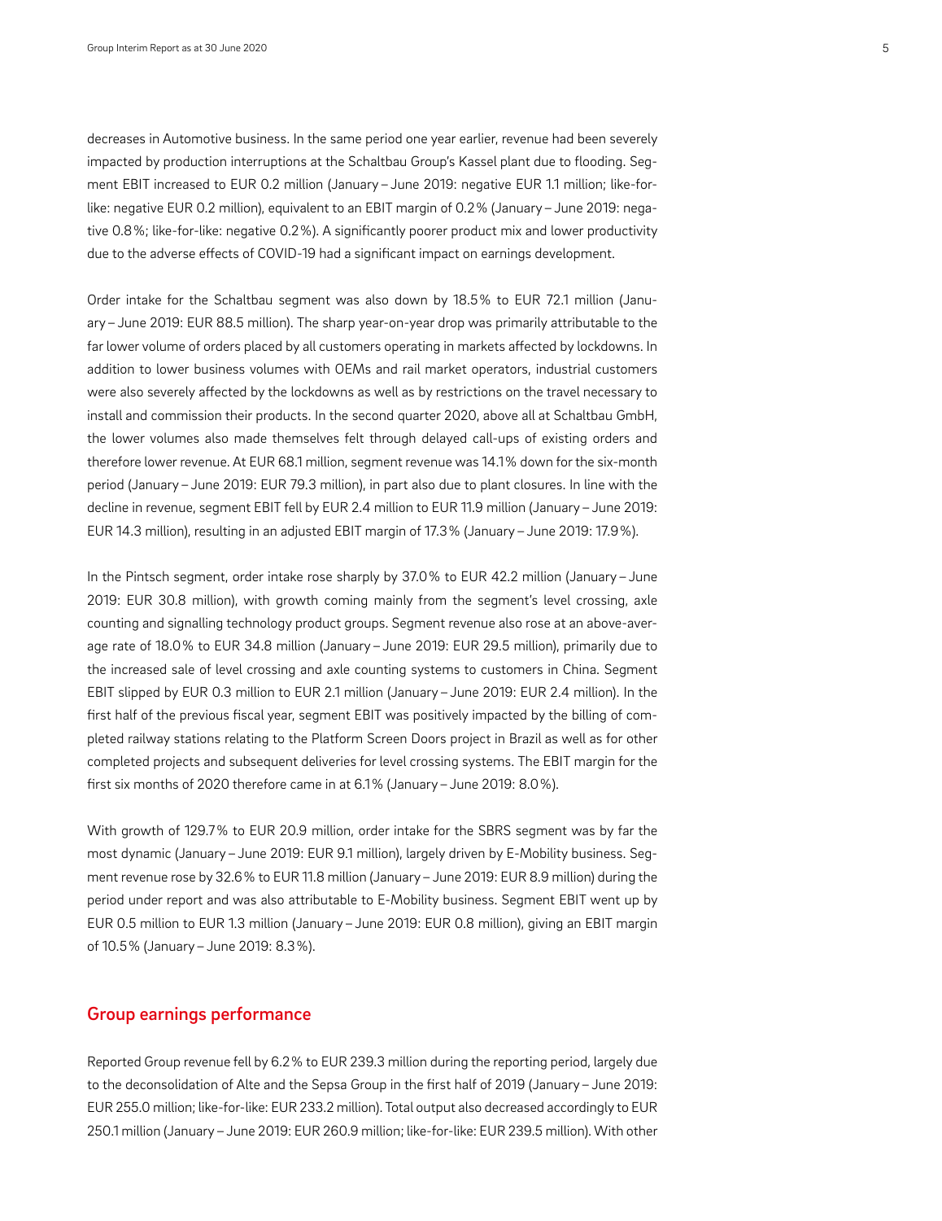decreases in Automotive business. In the same period one year earlier, revenue had been severely impacted by production interruptions at the Schaltbau Group's Kassel plant due to flooding. Segment EBIT increased to EUR 0.2 million (January – June 2019: negative EUR 1.1 million; like-for-like: negative EUR 0.2 million), equivalent to an EBIT margin of 0.2% (January – June 2019: negative 0.8%; like-for-like: negative 0.2%). A significantly poorer product mix and lower productivity due to the adverse effects of COVID-19 had a significant impact on earnings development.

Order intake for the Schaltbau segment was also down by 18.5% to EUR 72.1 million (January – June 2019: EUR 88.5 million). The sharp year-on-year drop was primarily attributable to the far lower volume of orders placed by all customers operating in markets affected by lockdowns. In addition to lower business volumes with OEMs and rail market operators, industrial customers were also severely affected by the lockdowns as well as by restrictions on the travel necessary to install and commission their products. In the second quarter 2020, above all at Schaltbau GmbH, the lower volumes also made themselves felt through delayed call-ups of existing orders and therefore lower revenue. At EUR 68.1 million, segment revenue was 14.1% down for the six-month period (January – June 2019: EUR 79.3 million), in part also due to plant closures. In line with the decline in revenue, segment EBIT fell by EUR 2.4 million to EUR 11.9 million (January – June 2019: EUR 14.3 million), resulting in an adjusted EBIT margin of 17.3% (January – June 2019: 17.9%).

In the Pintsch segment, order intake rose sharply by 37.0% to EUR 42.2 million (January – June 2019: EUR 30.8 million), with growth coming mainly from the segment's level crossing, axle counting and signalling technology product groups. Segment revenue also rose at an above-average rate of 18.0% to EUR 34.8 million (January – June 2019: EUR 29.5 million), primarily due to the increased sale of level crossing and axle counting systems to customers in China. Segment EBIT slipped by EUR 0.3 million to EUR 2.1 million (January – June 2019: EUR 2.4 million). In the first half of the previous fiscal year, segment EBIT was positively impacted by the billing of completed railway stations relating to the Platform Screen Doors project in Brazil as well as for other completed projects and subsequent deliveries for level crossing systems. The EBIT margin for the first six months of 2020 therefore came in at 6.1% (January – June 2019: 8.0%).

With growth of 129.7% to EUR 20.9 million, order intake for the SBRS segment was by far the most dynamic (January – June 2019: EUR 9.1 million), largely driven by E-Mobility business. Segment revenue rose by 32.6% to EUR 11.8 million (January – June 2019: EUR 8.9 million) during the period under report and was also attributable to E-Mobility business. Segment EBIT went up by EUR 0.5 million to EUR 1.3 million (January – June 2019: EUR 0.8 million), giving an EBIT margin of 10.5% (January – June 2019: 8.3%).

## Group earnings performance

Reported Group revenue fell by 6.2% to EUR 239.3 million during the reporting period, largely due to the deconsolidation of Alte and the Sepsa Group in the first half of 2019 (January – June 2019: EUR 255.0 million; like-for-like: EUR 233.2 million). Total output also decreased accordingly to EUR 250.1 million (January – June 2019: EUR 260.9 million; like-for-like: EUR 239.5 million). With other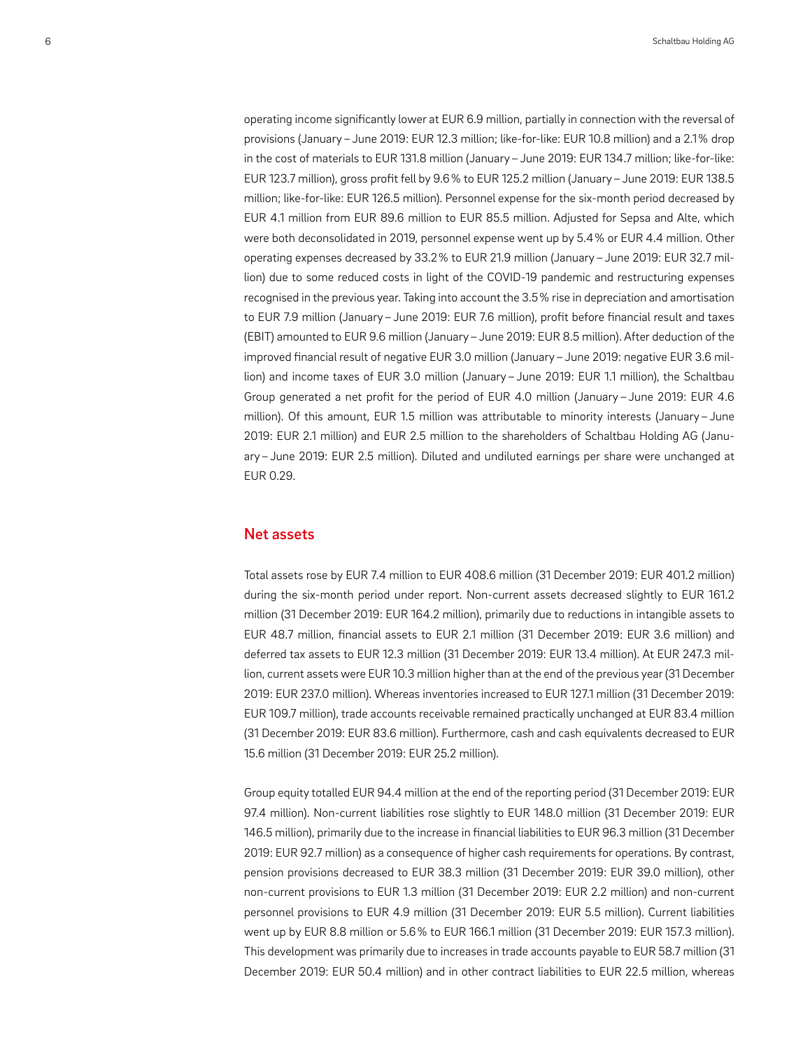operating income significantly lower at EUR 6.9 million, partially in connection with the reversal of provisions (January – June 2019: EUR 12.3 million; like-for-like: EUR 10.8 million) and a 2.1% drop in the cost of materials to EUR 131.8 million (January – June 2019: EUR 134.7 million; like-for-like: EUR 123.7 million), gross profit fell by 9.6% to EUR 125.2 million (January – June 2019: EUR 138.5 million; like-for-like: EUR 126.5 million). Personnel expense for the six-month period decreased by EUR 4.1 million from EUR 89.6 million to EUR 85.5 million. Adjusted for Sepsa and Alte, which were both deconsolidated in 2019, personnel expense went up by 5.4% or EUR 4.4 million. Other operating expenses decreased by 33.2% to EUR 21.9 million (January – June 2019: EUR 32.7 million) due to some reduced costs in light of the COVID-19 pandemic and restructuring expenses recognised in the previous year. Taking into account the 3.5% rise in depreciation and amortisation to EUR 7.9 million (January – June 2019: EUR 7.6 million), profit before financial result and taxes (EBIT) amounted to EUR 9.6 million (January – June 2019: EUR 8.5 million). After deduction of the improved financial result of negative EUR 3.0 million (January – June 2019: negative EUR 3.6 million) and income taxes of EUR 3.0 million (January – June 2019: EUR 1.1 million), the Schaltbau Group generated a net profit for the period of EUR 4.0 million (January – June 2019: EUR 4.6 million). Of this amount, EUR 1.5 million was attributable to minority interests (January – June 2019: EUR 2.1 million) and EUR 2.5 million to the shareholders of Schaltbau Holding AG (January – June 2019: EUR 2.5 million). Diluted and undiluted earnings per share were unchanged at EUR 0.29.

## Net assets

Total assets rose by EUR 7.4 million to EUR 408.6 million (31 December 2019: EUR 401.2 million) during the six-month period under report. Non-current assets decreased slightly to EUR 161.2 million (31 December 2019: EUR 164.2 million), primarily due to reductions in intangible assets to EUR 48.7 million, financial assets to EUR 2.1 million (31 December 2019: EUR 3.6 million) and deferred tax assets to EUR 12.3 million (31 December 2019: EUR 13.4 million). At EUR 247.3 million, current assets were EUR 10.3 million higher than at the end of the previous year (31 December 2019: EUR 237.0 million). Whereas inventories increased to EUR 127.1 million (31 December 2019: EUR 109.7 million), trade accounts receivable remained practically unchanged at EUR 83.4 million (31 December 2019: EUR 83.6 million). Furthermore, cash and cash equivalents decreased to EUR 15.6 million (31 December 2019: EUR 25.2 million).

Group equity totalled EUR 94.4 million at the end of the reporting period (31 December 2019: EUR 97.4 million). Non-current liabilities rose slightly to EUR 148.0 million (31 December 2019: EUR 146.5 million), primarily due to the increase in financial liabilities to EUR 96.3 million (31 December 2019: EUR 92.7 million) as a consequence of higher cash requirements for operations. By contrast, pension provisions decreased to EUR 38.3 million (31 December 2019: EUR 39.0 million), other non-current provisions to EUR 1.3 million (31 December 2019: EUR 2.2 million) and non-current personnel provisions to EUR 4.9 million (31 December 2019: EUR 5.5 million). Current liabilities went up by EUR 8.8 million or 5.6% to EUR 166.1 million (31 December 2019: EUR 157.3 million). This development was primarily due to increases in trade accounts payable to EUR 58.7 million (31 December 2019: EUR 50.4 million) and in other contract liabilities to EUR 22.5 million, whereas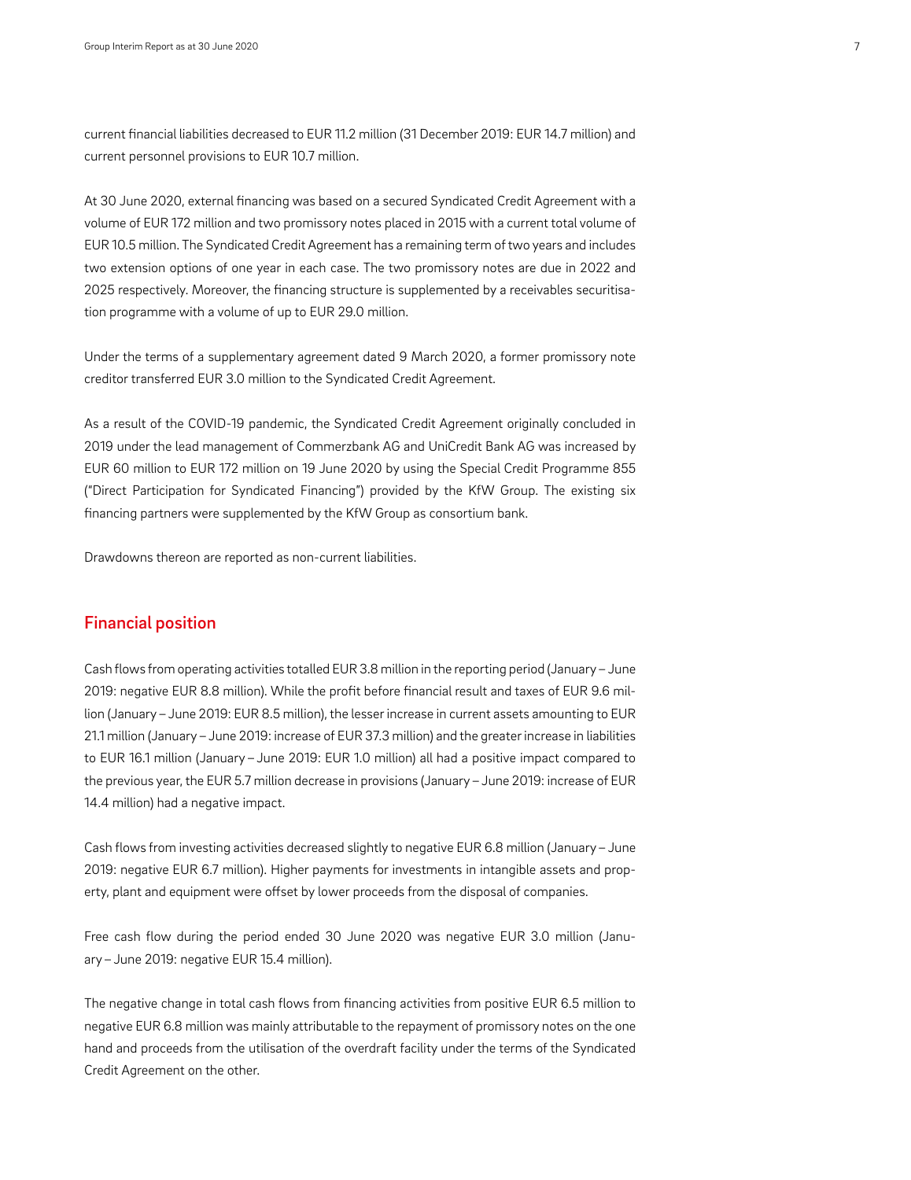current financial liabilities decreased to EUR 11.2 million (31 December 2019: EUR 14.7 million) and current personnel provisions to EUR 10.7 million.

At 30 June 2020, external financing was based on a secured Syndicated Credit Agreement with a volume of EUR 172 million and two promissory notes placed in 2015 with a current total volume of EUR 10.5 million. The Syndicated Credit Agreement has a remaining term of two years and includes two extension options of one year in each case. The two promissory notes are due in 2022 and 2025 respectively. Moreover, the financing structure is supplemented by a receivables securitisation programme with a volume of up to EUR 29.0 million.

Under the terms of a supplementary agreement dated 9 March 2020, a former promissory note creditor transferred EUR 3.0 million to the Syndicated Credit Agreement.

As a result of the COVID-19 pandemic, the Syndicated Credit Agreement originally concluded in 2019 under the lead management of Commerzbank AG and UniCredit Bank AG was increased by EUR 60 million to EUR 172 million on 19 June 2020 by using the Special Credit Programme 855 ("Direct Participation for Syndicated Financing") provided by the KfW Group. The existing six financing partners were supplemented by the KfW Group as consortium bank.

Drawdowns thereon are reported as non-current liabilities.

## Financial position

Cash flows from operating activities totalled EUR 3.8 million in the reporting period (January – June 2019: negative EUR 8.8 million). While the profit before financial result and taxes of EUR 9.6 million (January – June 2019: EUR 8.5 million), the lesser increase in current assets amounting to EUR 21.1 million (January – June 2019: increase of EUR 37.3 million) and the greater increase in liabilities to EUR 16.1 million (January – June 2019: EUR 1.0 million) all had a positive impact compared to the previous year, the EUR 5.7 million decrease in provisions (January – June 2019: increase of EUR 14.4 million) had a negative impact.

Cash flows from investing activities decreased slightly to negative EUR 6.8 million (January – June 2019: negative EUR 6.7 million). Higher payments for investments in intangible assets and property, plant and equipment were offset by lower proceeds from the disposal of companies.

Free cash flow during the period ended 30 June 2020 was negative EUR 3.0 million (January – June 2019: negative EUR 15.4 million).

The negative change in total cash flows from financing activities from positive EUR 6.5 million to negative EUR 6.8 million was mainly attributable to the repayment of promissory notes on the one hand and proceeds from the utilisation of the overdraft facility under the terms of the Syndicated Credit Agreement on the other.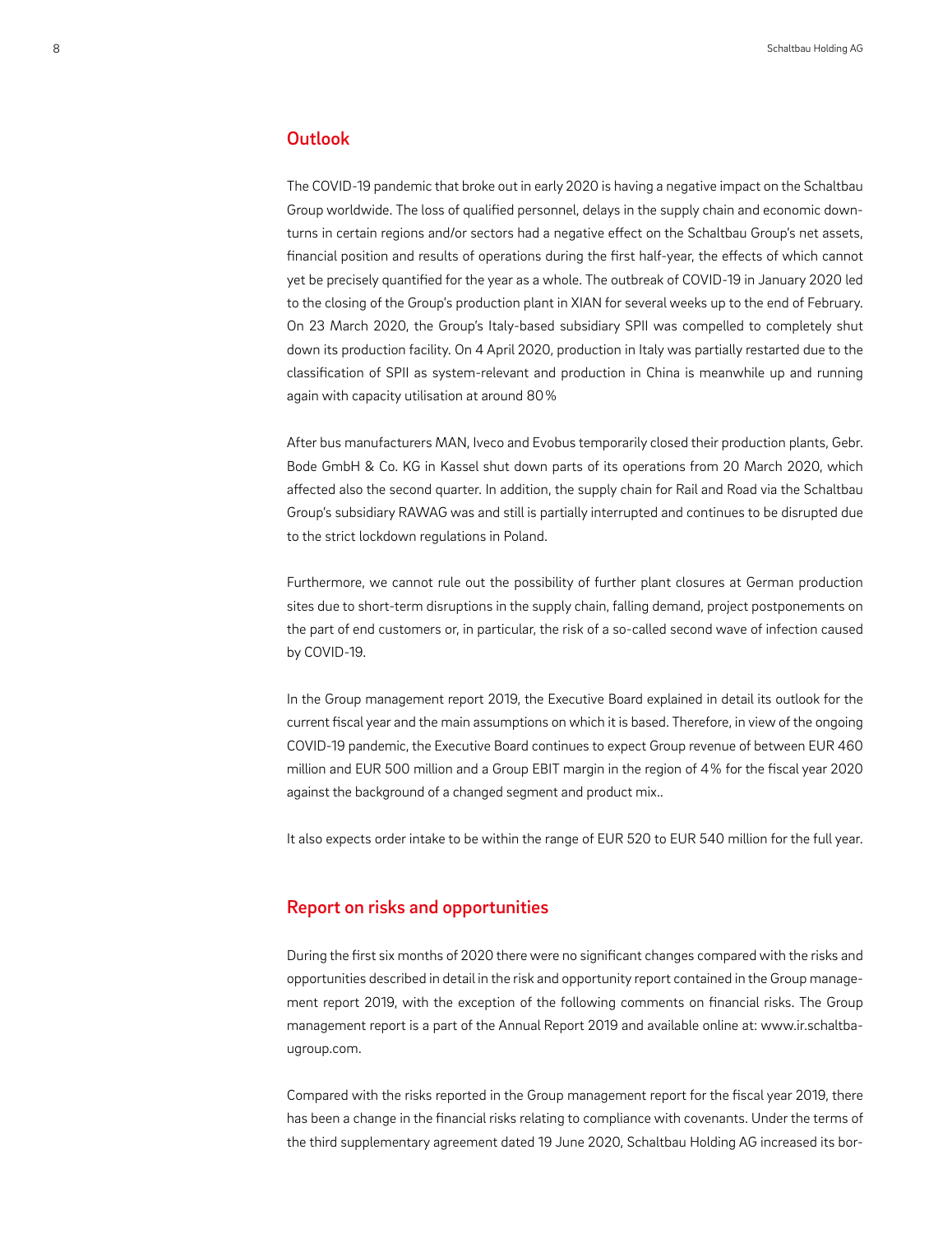## Outlook

The COVID-19 pandemic that broke out in early 2020 is having a negative impact on the Schaltbau Group worldwide. The loss of qualified personnel, delays in the supply chain and economic downturns in certain regions and/or sectors had a negative effect on the Schaltbau Group's net assets, financial position and results of operations during the first half-year, the effects of which cannot yet be precisely quantified for the year as a whole. The outbreak of COVID-19 in January 2020 led to the closing of the Group's production plant in XIAN for several weeks up to the end of February. On 23 March 2020, the Group's Italy-based subsidiary SPII was compelled to completely shut down its production facility. On 4 April 2020, production in Italy was partially restarted due to the classification of SPII as system-relevant and production in China is meanwhile up and running again with capacity utilisation at around 80%

After bus manufacturers MAN, Iveco and Evobus temporarily closed their production plants, Gebr. Bode GmbH & Co. KG in Kassel shut down parts of its operations from 20 March 2020, which affected also the second quarter. In addition, the supply chain for Rail and Road via the Schaltbau Group's subsidiary RAWAG was and still is partially interrupted and continues to be disrupted due to the strict lockdown regulations in Poland.

Furthermore, we cannot rule out the possibility of further plant closures at German production sites due to short-term disruptions in the supply chain, falling demand, project postponements on the part of end customers or, in particular, the risk of a so-called second wave of infection caused by COVID-19.

In the Group management report 2019, the Executive Board explained in detail its outlook for the current fiscal year and the main assumptions on which it is based. Therefore, in view of the ongoing COVID-19 pandemic, the Executive Board continues to expect Group revenue of between EUR 460 million and EUR 500 million and a Group EBIT margin in the region of 4% for the fiscal year 2020 against the background of a changed segment and product mix..

It also expects order intake to be within the range of EUR 520 to EUR 540 million for the full year.

## Report on risks and opportunities

During the first six months of 2020 there were no significant changes compared with the risks and opportunities described in detail in the risk and opportunity report contained in the Group management report 2019, with the exception of the following comments on financial risks. The Group management report is a part of the Annual Report 2019 and available online at: www.ir.schaltbaugroup.com.

Compared with the risks reported in the Group management report for the fiscal year 2019, there has been a change in the financial risks relating to compliance with covenants. Under the terms of the third supplementary agreement dated 19 June 2020, Schaltbau Holding AG increased its bor-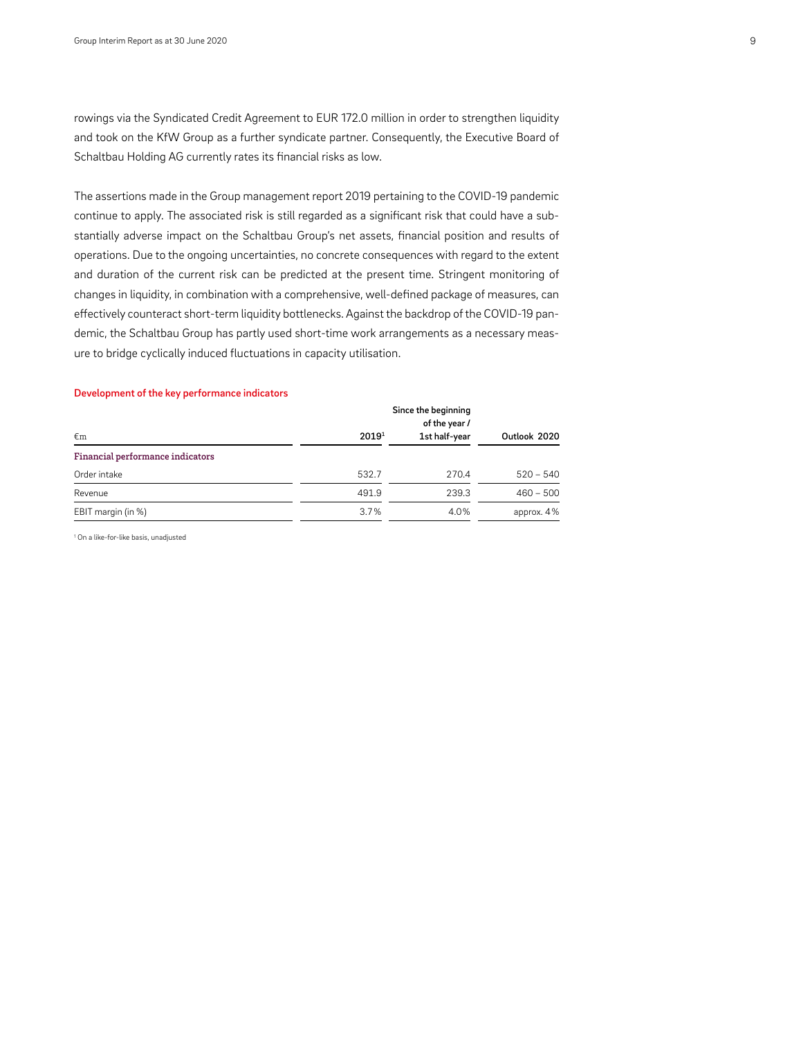rowings via the Syndicated Credit Agreement to EUR 172.0 million in order to strengthen liquidity and took on the KfW Group as a further syndicate partner. Consequently, the Executive Board of Schaltbau Holding AG currently rates its financial risks as low.

The assertions made in the Group management report 2019 pertaining to the COVID-19 pandemic continue to apply. The associated risk is still regarded as a significant risk that could have a substantially adverse impact on the Schaltbau Group's net assets, financial position and results of operations. Due to the ongoing uncertainties, no concrete consequences with regard to the extent and duration of the current risk can be predicted at the present time. Stringent monitoring of changes in liquidity, in combination with a comprehensive, well-defined package of measures, can effectively counteract short-term liquidity bottlenecks. Against the backdrop of the COVID-19 pandemic, the Schaltbau Group has partly used short-time work arrangements as a necessary measure to bridge cyclically induced fluctuations in capacity utilisation.

#### Development of the key performance indicators

| €m | 2019[1] | Since the beginning of the year / 1st half-year | Outlook 2020 |
|---|---|---|---|
| **Financial performance indicators** | | | |
| Order intake | 532.7 | 270.4 | 520 – 540 |
| Revenue | 491.9 | 239.3 | 460 – 500 |
| EBIT margin (in %) | 3.7% | 4.0% | approx. 4% |

[1] On a like-for-like basis, unadjusted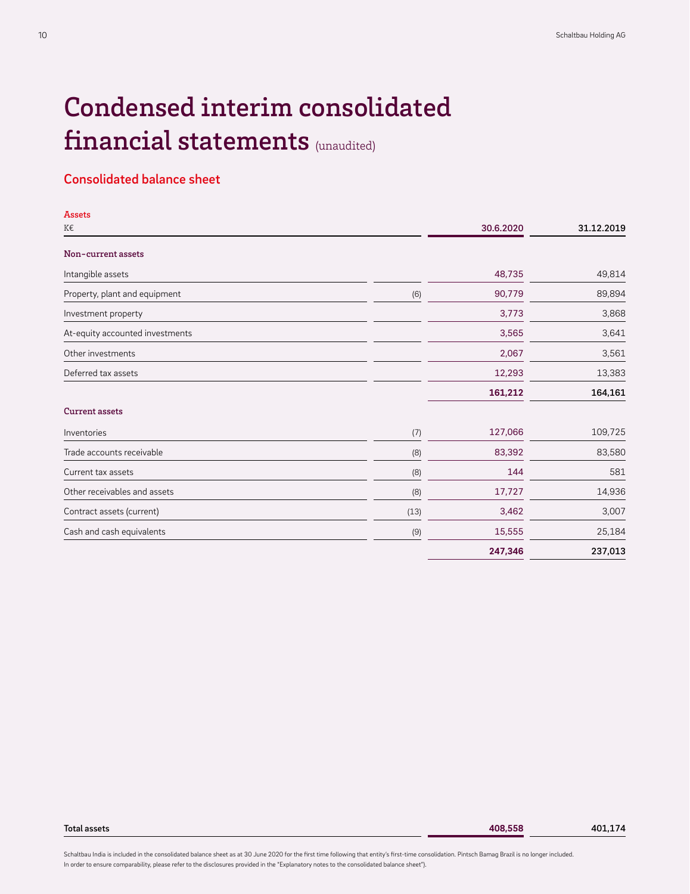# Condensed interim consolidated financial statements (unaudited)

## Consolidated balance sheet

**Assets**

| K€ | | 30.6.2020 | 31.12.2019 |
|---|---|---|---|
| **Non-current assets** | | | |
| Intangible assets | | 48,735 | 49,814 |
| Property, plant and equipment | (6) | 90,779 | 89,894 |
| Investment property | | 3,773 | 3,868 |
| At-equity accounted investments | | 3,565 | 3,641 |
| Other investments | | 2,067 | 3,561 |
| Deferred tax assets | | 12,293 | 13,383 |
| | | **161,212** | **164,161** |
| **Current assets** | | | |
| Inventories | (7) | 127,066 | 109,725 |
| Trade accounts receivable | (8) | 83,392 | 83,580 |
| Current tax assets | (8) | 144 | 581 |
| Other receivables and assets | (8) | 17,727 | 14,936 |
| Contract assets (current) | (13) | 3,462 | 3,007 |
| Cash and cash equivalents | (9) | 15,555 | 25,184 |
| | | **247,346** | **237,013** |
| **Total assets** | | **408,558** | **401,174** |

Schaltbau India is included in the consolidated balance sheet as at 30 June 2020 for the first time following that entity's first-time consolidation. Pintsch Bamag Brazil is no longer included. In order to ensure comparability, please refer to the disclosures provided in the "Explanatory notes to the consolidated balance sheet").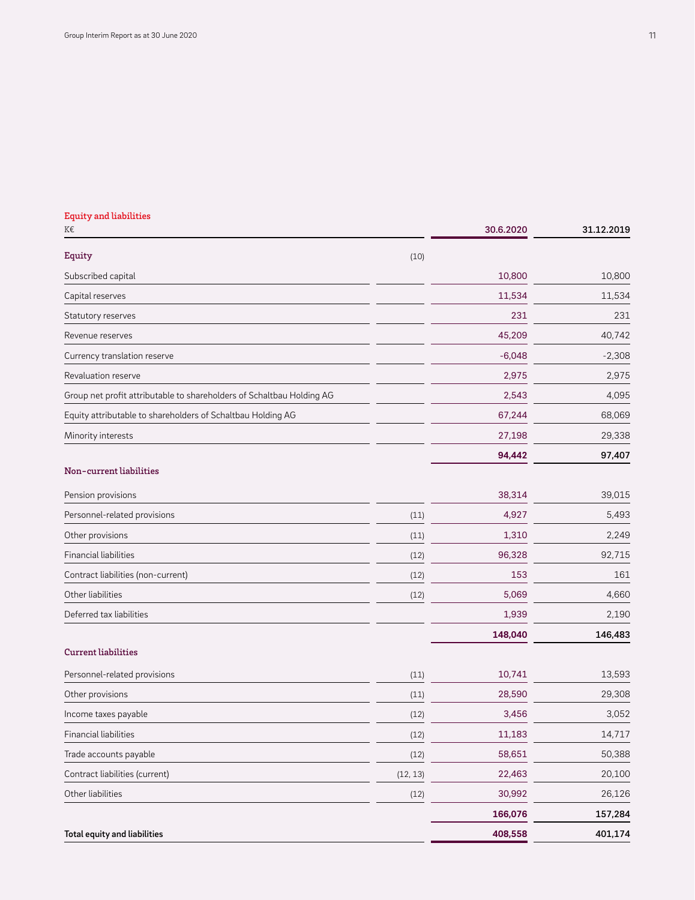## Equity and liabilities

| K€ | | 30.6.2020 | 31.12.2019 |
|---|---|---|---|
| **Equity** | (10) | | |
| Subscribed capital | | 10,800 | 10,800 |
| Capital reserves | | 11,534 | 11,534 |
| Statutory reserves | | 231 | 231 |
| Revenue reserves | | 45,209 | 40,742 |
| Currency translation reserve | | -6,048 | -2,308 |
| Revaluation reserve | | 2,975 | 2,975 |
| Group net profit attributable to shareholders of Schaltbau Holding AG | | 2,543 | 4,095 |
| Equity attributable to shareholders of Schaltbau Holding AG | | 67,244 | 68,069 |
| Minority interests | | 27,198 | 29,338 |
| | | **94,442** | **97,407** |
| **Non-current liabilities** | | | |
| Pension provisions | | 38,314 | 39,015 |
| Personnel-related provisions | (11) | 4,927 | 5,493 |
| Other provisions | (11) | 1,310 | 2,249 |
| Financial liabilities | (12) | 96,328 | 92,715 |
| Contract liabilities (non-current) | (12) | 153 | 161 |
| Other liabilities | (12) | 5,069 | 4,660 |
| Deferred tax liabilities | | 1,939 | 2,190 |
| | | **148,040** | **146,483** |
| **Current liabilities** | | | |
| Personnel-related provisions | (11) | 10,741 | 13,593 |
| Other provisions | (11) | 28,590 | 29,308 |
| Income taxes payable | (12) | 3,456 | 3,052 |
| Financial liabilities | (12) | 11,183 | 14,717 |
| Trade accounts payable | (12) | 58,651 | 50,388 |
| Contract liabilities (current) | (12, 13) | 22,463 | 20,100 |
| Other liabilities | (12) | 30,992 | 26,126 |
| | | **166,076** | **157,284** |
| **Total equity and liabilities** | | **408,558** | **401,174** |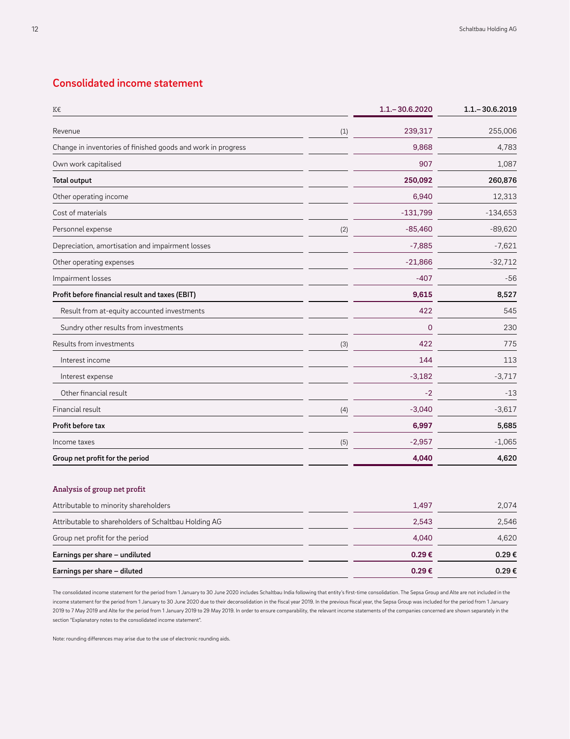## Consolidated income statement

| K€ | | 1.1.–30.6.2020 | 1.1.–30.6.2019 |
|---|---|---|---|
| Revenue | (1) | 239,317 | 255,006 |
| Change in inventories of finished goods and work in progress | | 9,868 | 4,783 |
| Own work capitalised | | 907 | 1,087 |
| **Total output** | | **250,092** | **260,876** |
| Other operating income | | 6,940 | 12,313 |
| Cost of materials | | -131,799 | -134,653 |
| Personnel expense | (2) | -85,460 | -89,620 |
| Depreciation, amortisation and impairment losses | | -7,885 | -7,621 |
| Other operating expenses | | -21,866 | -32,712 |
| Impairment losses | | -407 | -56 |
| **Profit before financial result and taxes (EBIT)** | | **9,615** | **8,527** |
| Result from at-equity accounted investments | | 422 | 545 |
| Sundry other results from investments | | 0 | 230 |
| Results from investments | (3) | 422 | 775 |
| Interest income | | 144 | 113 |
| Interest expense | | -3,182 | -3,717 |
| Other financial result | | -2 | -13 |
| Financial result | (4) | -3,040 | -3,617 |
| **Profit before tax** | | **6,997** | **5,685** |
| Income taxes | (5) | -2,957 | -1,065 |
| **Group net profit for the period** | | **4,040** | **4,620** |

### Analysis of group net profit

| | | | |
|---|---|---|---|
| Attributable to minority shareholders | | 1,497 | 2,074 |
| Attributable to shareholders of Schaltbau Holding AG | | 2,543 | 2,546 |
| Group net profit for the period | | 4,040 | 4,620 |
| **Earnings per share – undiluted** | | **0.29 €** | **0.29 €** |
| **Earnings per share – diluted** | | **0.29 €** | **0.29 €** |

The consolidated income statement for the period from 1 January to 30 June 2020 includes Schaltbau India following that entity's first-time consolidation. The Sepsa Group and Alte are not included in the income statement for the period from 1 January to 30 June 2020 due to their deconsolidation in the fiscal year 2019. In the previous fiscal year, the Sepsa Group was included for the period from 1 January 2019 to 7 May 2019 and Alte for the period from 1 January 2019 to 29 May 2019. In order to ensure comparability, the relevant income statements of the companies concerned are shown separately in the section "Explanatory notes to the consolidated income statement".

Note: rounding differences may arise due to the use of electronic rounding aids.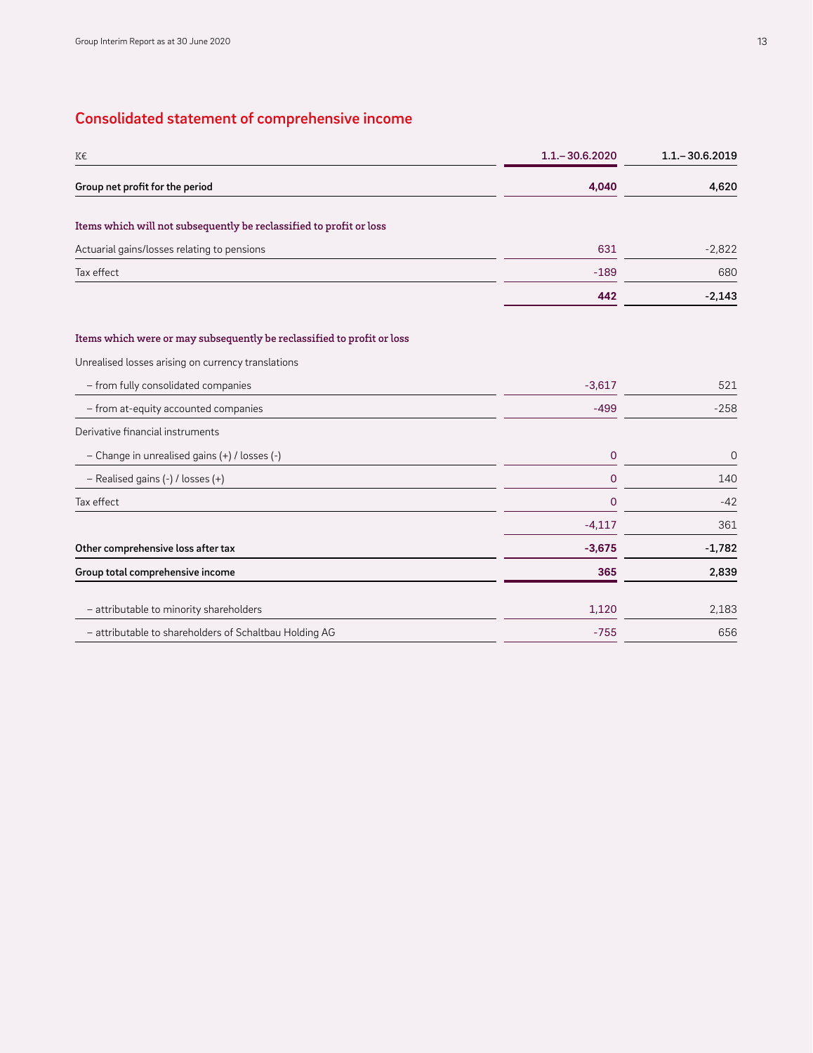## Consolidated statement of comprehensive income

| K€ | 1.1.–30.6.2020 | 1.1.–30.6.2019 |
|---|---|---|
| **Group net profit for the period** | **4,040** | **4,620** |
| | | |
| **Items which will not subsequently be reclassified to profit or loss** | | |
| Actuarial gains/losses relating to pensions | 631 | -2,822 |
| Tax effect | -189 | 680 |
| | **442** | **-2,143** |
| | | |
| **Items which were or may subsequently be reclassified to profit or loss** | | |
| Unrealised losses arising on currency translations | | |
| – from fully consolidated companies | -3,617 | 521 |
| – from at-equity accounted companies | -499 | -258 |
| Derivative financial instruments | | |
| – Change in unrealised gains (+) / losses (-) | 0 | 0 |
| – Realised gains (-) / losses (+) | 0 | 140 |
| Tax effect | 0 | -42 |
| | -4,117 | 361 |
| **Other comprehensive loss after tax** | **-3,675** | **-1,782** |
| **Group total comprehensive income** | **365** | **2,839** |
| | | |
| – attributable to minority shareholders | 1,120 | 2,183 |
| – attributable to shareholders of Schaltbau Holding AG | -755 | 656 |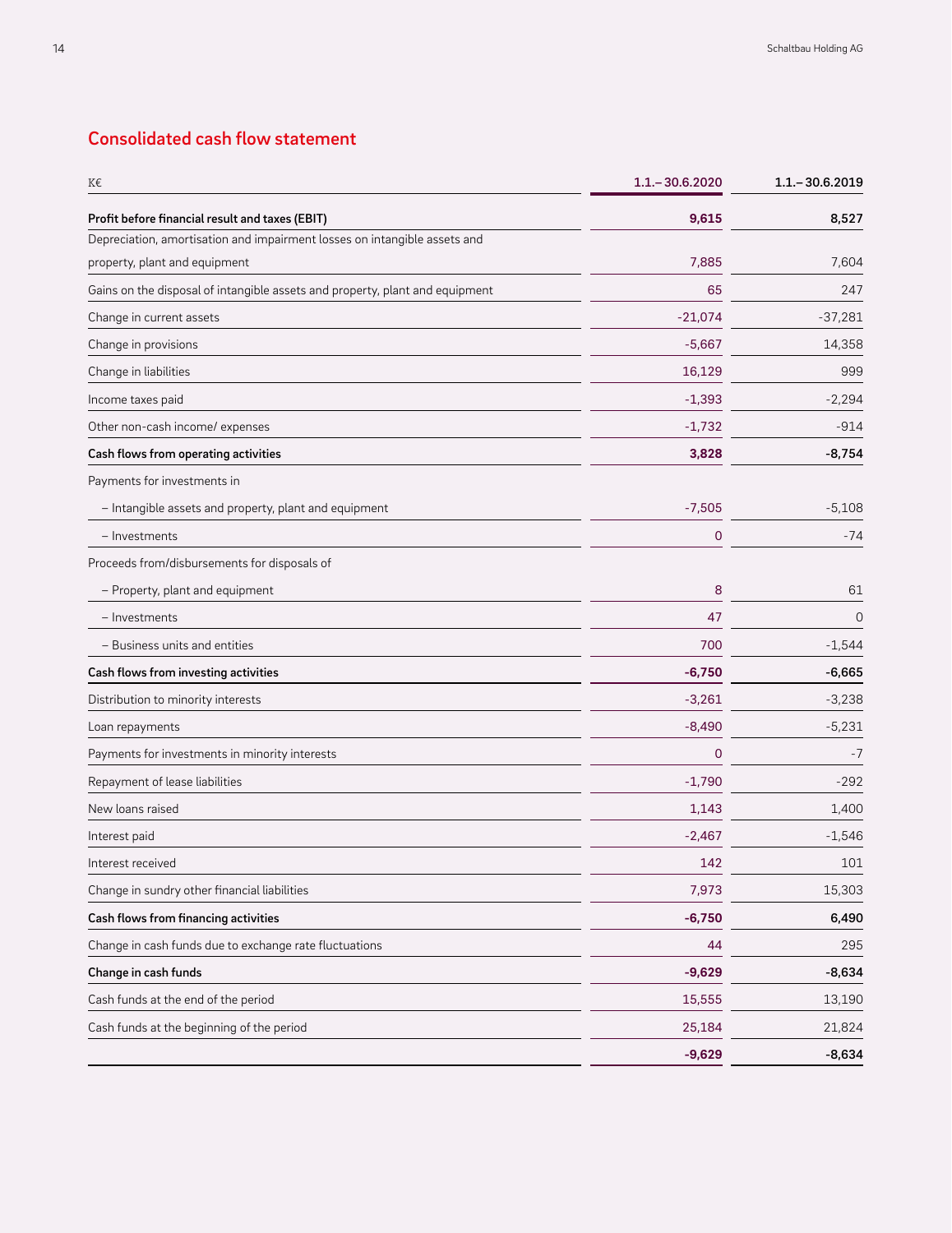## Consolidated cash flow statement

| K€ | 1.1.–30.6.2020 | 1.1.–30.6.2019 |
|---|---|---|
| **Profit before financial result and taxes (EBIT)** | **9,615** | **8,527** |
| Depreciation, amortisation and impairment losses on intangible assets and property, plant and equipment | 7,885 | 7,604 |
| Gains on the disposal of intangible assets and property, plant and equipment | 65 | 247 |
| Change in current assets | -21,074 | -37,281 |
| Change in provisions | -5,667 | 14,358 |
| Change in liabilities | 16,129 | 999 |
| Income taxes paid | -1,393 | -2,294 |
| Other non-cash income/ expenses | -1,732 | -914 |
| **Cash flows from operating activities** | **3,828** | **-8,754** |
| Payments for investments in | | |
| – Intangible assets and property, plant and equipment | -7,505 | -5,108 |
| – Investments | 0 | -74 |
| Proceeds from/disbursements for disposals of | | |
| – Property, plant and equipment | 8 | 61 |
| – Investments | 47 | 0 |
| – Business units and entities | 700 | -1,544 |
| **Cash flows from investing activities** | **-6,750** | **-6,665** |
| Distribution to minority interests | -3,261 | -3,238 |
| Loan repayments | -8,490 | -5,231 |
| Payments for investments in minority interests | 0 | -7 |
| Repayment of lease liabilities | -1,790 | -292 |
| New loans raised | 1,143 | 1,400 |
| Interest paid | -2,467 | -1,546 |
| Interest received | 142 | 101 |
| Change in sundry other financial liabilities | 7,973 | 15,303 |
| **Cash flows from financing activities** | **-6,750** | **6,490** |
| Change in cash funds due to exchange rate fluctuations | 44 | 295 |
| **Change in cash funds** | **-9,629** | **-8,634** |
| Cash funds at the end of the period | 15,555 | 13,190 |
| Cash funds at the beginning of the period | 25,184 | 21,824 |
| | **-9,629** | **-8,634** |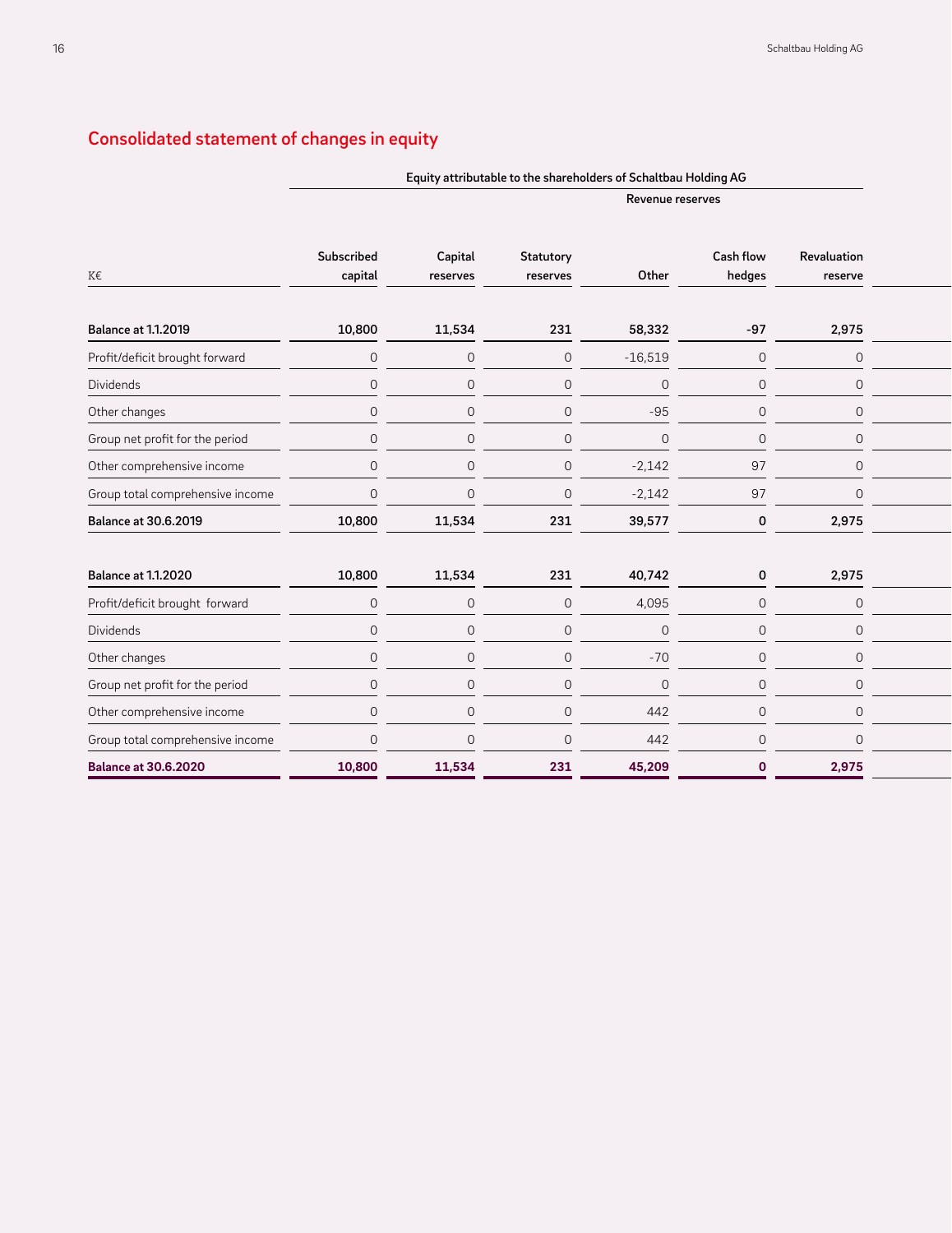## Consolidated statement of changes in equity

| K€ | Equity attributable to the shareholders of Schaltbau Holding AG | | | | | |
|---|---|---|---|---|---|---|
| | | | | Revenue reserves | | |
| | Subscribed capital | Capital reserves | Statutory reserves | Other | Cash flow hedges | Revaluation reserve |
| **Balance at 1.1.2019** | **10,800** | **11,534** | **231** | **58,332** | **-97** | **2,975** |
| Profit/deficit brought forward | 0 | 0 | 0 | -16,519 | 0 | 0 |
| Dividends | 0 | 0 | 0 | 0 | 0 | 0 |
| Other changes | 0 | 0 | 0 | -95 | 0 | 0 |
| Group net profit for the period | 0 | 0 | 0 | 0 | 0 | 0 |
| Other comprehensive income | 0 | 0 | 0 | -2,142 | 97 | 0 |
| Group total comprehensive income | 0 | 0 | 0 | -2,142 | 97 | 0 |
| **Balance at 30.6.2019** | **10,800** | **11,534** | **231** | **39,577** | **0** | **2,975** |
| | | | | | | |
| **Balance at 1.1.2020** | **10,800** | **11,534** | **231** | **40,742** | **0** | **2,975** |
| Profit/deficit brought forward | 0 | 0 | 0 | 4,095 | 0 | 0 |
| Dividends | 0 | 0 | 0 | 0 | 0 | 0 |
| Other changes | 0 | 0 | 0 | -70 | 0 | 0 |
| Group net profit for the period | 0 | 0 | 0 | 0 | 0 | 0 |
| Other comprehensive income | 0 | 0 | 0 | 442 | 0 | 0 |
| Group total comprehensive income | 0 | 0 | 0 | 442 | 0 | 0 |
| **Balance at 30.6.2020** | **10,800** | **11,534** | **231** | **45,209** | **0** | **2,975** |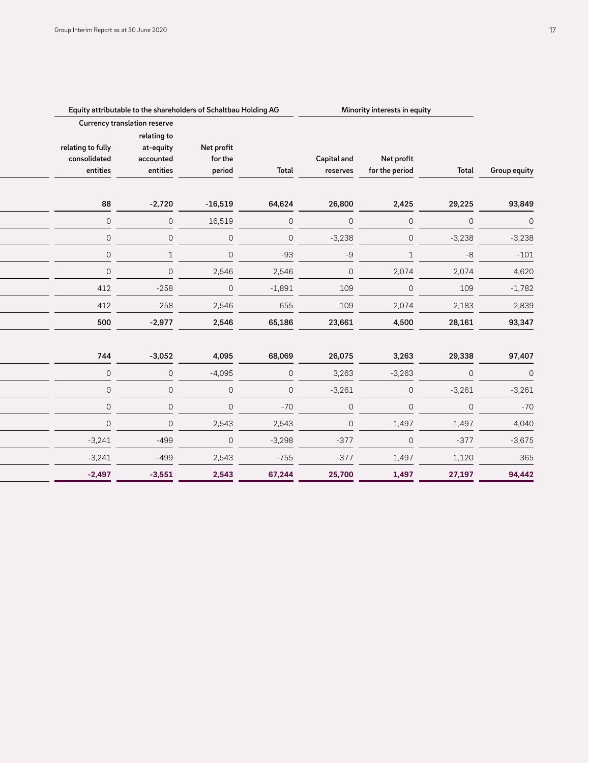| Equity attributable to the shareholders of Schaltbau Holding AG | | | | Minority interests in equity | | | |
|---|---|---|---|---|---|---|---|
| Currency translation reserve | | | | | | | |
| relating to fully consolidated entities | relating to at-equity accounted entities | Net profit for the period | Total | Capital and reserves | Net profit for the period | Total | Group equity |
| **88** | **-2,720** | **-16,519** | **64,624** | **26,800** | **2,425** | **29,225** | **93,849** |
| 0 | 0 | 16,519 | 0 | 0 | 0 | 0 | 0 |
| 0 | 0 | 0 | 0 | -3,238 | 0 | -3,238 | -3,238 |
| 0 | 1 | 0 | -93 | -9 | 1 | -8 | -101 |
| 0 | 0 | 2,546 | 2,546 | 0 | 2,074 | 2,074 | 4,620 |
| 412 | -258 | 0 | -1,891 | 109 | 0 | 109 | -1,782 |
| 412 | -258 | 2,546 | 655 | 109 | 2,074 | 2,183 | 2,839 |
| **500** | **-2,977** | **2,546** | **65,186** | **23,661** | **4,500** | **28,161** | **93,347** |
| | | | | | | | |
| **744** | **-3,052** | **4,095** | **68,069** | **26,075** | **3,263** | **29,338** | **97,407** |
| 0 | 0 | -4,095 | 0 | 3,263 | -3,263 | 0 | 0 |
| 0 | 0 | 0 | 0 | -3,261 | 0 | -3,261 | -3,261 |
| 0 | 0 | 0 | -70 | 0 | 0 | 0 | -70 |
| 0 | 0 | 2,543 | 2,543 | 0 | 1,497 | 1,497 | 4,040 |
| -3,241 | -499 | 0 | -3,298 | -377 | 0 | -377 | -3,675 |
| -3,241 | -499 | 2,543 | -755 | -377 | 1,497 | 1,120 | 365 |
| **-2,497** | **-3,551** | **2,543** | **67,244** | **25,700** | **1,497** | **27,197** | **94,442** |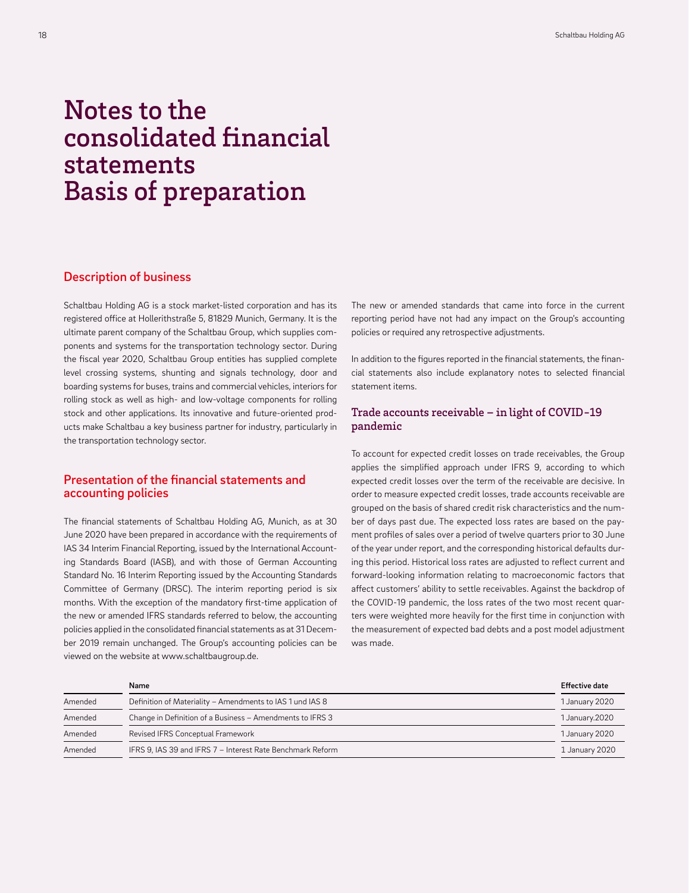# Notes to the consolidated financial statements Basis of preparation

## Description of business

Schaltbau Holding AG is a stock market-listed corporation and has its registered office at Hollerithstraße 5, 81829 Munich, Germany. It is the ultimate parent company of the Schaltbau Group, which supplies components and systems for the transportation technology sector. During the fiscal year 2020, Schaltbau Group entities has supplied complete level crossing systems, shunting and signals technology, door and boarding systems for buses, trains and commercial vehicles, interiors for rolling stock as well as high- and low-voltage components for rolling stock and other applications. Its innovative and future-oriented products make Schaltbau a key business partner for industry, particularly in the transportation technology sector.

## Presentation of the financial statements and accounting policies

The financial statements of Schaltbau Holding AG, Munich, as at 30 June 2020 have been prepared in accordance with the requirements of IAS 34 Interim Financial Reporting, issued by the International Accounting Standards Board (IASB), and with those of German Accounting Standard No. 16 Interim Reporting issued by the Accounting Standards Committee of Germany (DRSC). The interim reporting period is six months. With the exception of the mandatory first-time application of the new or amended IFRS standards referred to below, the accounting policies applied in the consolidated financial statements as at 31 December 2019 remain unchanged. The Group's accounting policies can be viewed on the website at www.schaltbaugroup.de.

The new or amended standards that came into force in the current reporting period have not had any impact on the Group's accounting policies or required any retrospective adjustments.

In addition to the figures reported in the financial statements, the financial statements also include explanatory notes to selected financial statement items.

### Trade accounts receivable – in light of COVID-19 pandemic

To account for expected credit losses on trade receivables, the Group applies the simplified approach under IFRS 9, according to which expected credit losses over the term of the receivable are decisive. In order to measure expected credit losses, trade accounts receivable are grouped on the basis of shared credit risk characteristics and the number of days past due. The expected loss rates are based on the payment profiles of sales over a period of twelve quarters prior to 30 June of the year under report, and the corresponding historical defaults during this period. Historical loss rates are adjusted to reflect current and forward-looking information relating to macroeconomic factors that affect customers' ability to settle receivables. Against the backdrop of the COVID-19 pandemic, the loss rates of the two most recent quarters were weighted more heavily for the first time in conjunction with the measurement of expected bad debts and a post model adjustment was made.

| | Name | Effective date |
|---|---|---|
| Amended | Definition of Materiality – Amendments to IAS 1 und IAS 8 | 1 January 2020 |
| Amended | Change in Definition of a Business – Amendments to IFRS 3 | 1 January.2020 |
| Amended | Revised IFRS Conceptual Framework | 1 January 2020 |
| Amended | IFRS 9, IAS 39 and IFRS 7 – Interest Rate Benchmark Reform | 1 January 2020 |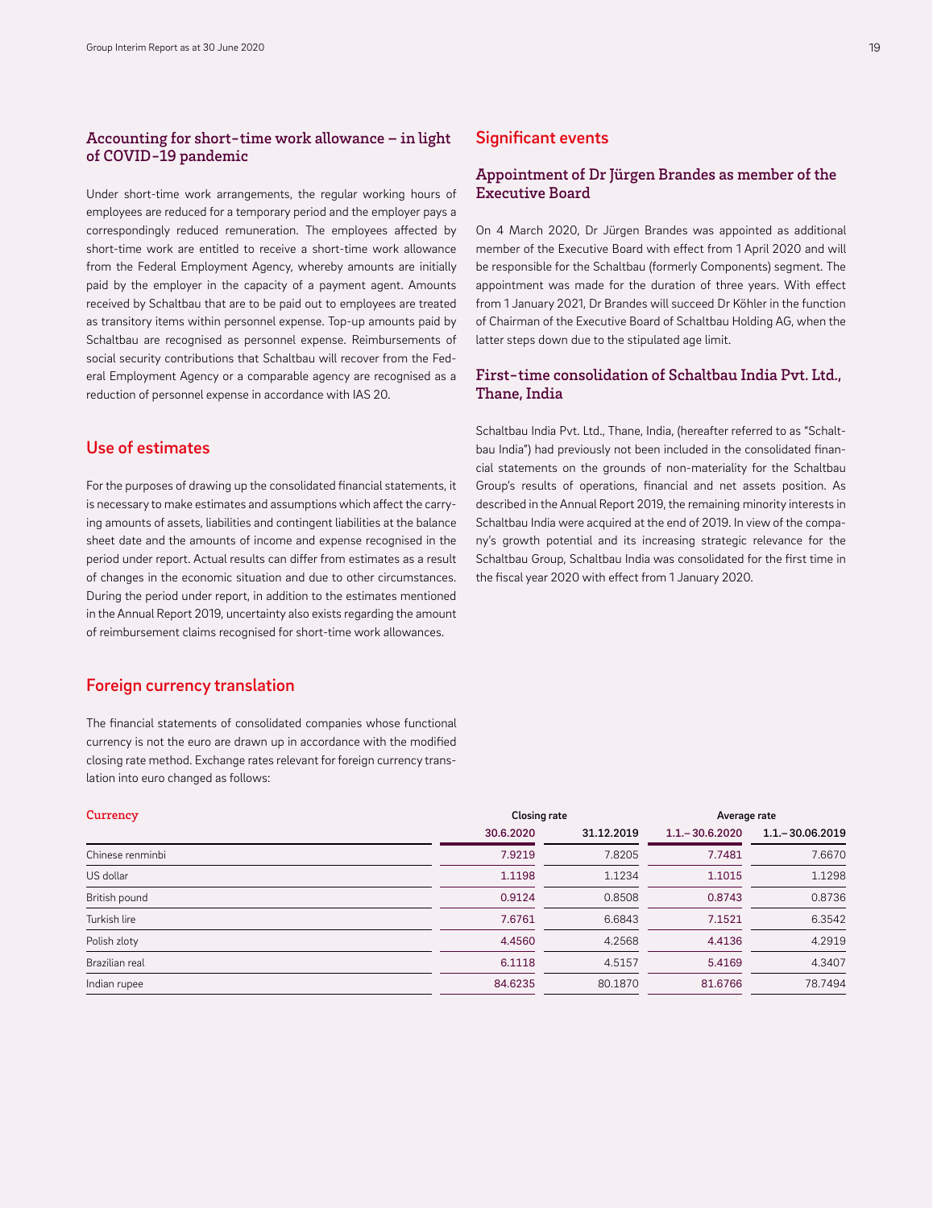### Accounting for short-time work allowance – in light of COVID-19 pandemic

Under short-time work arrangements, the regular working hours of employees are reduced for a temporary period and the employer pays a correspondingly reduced remuneration. The employees affected by short-time work are entitled to receive a short-time work allowance from the Federal Employment Agency, whereby amounts are initially paid by the employer in the capacity of a payment agent. Amounts received by Schaltbau that are to be paid out to employees are treated as transitory items within personnel expense. Top-up amounts paid by Schaltbau are recognised as personnel expense. Reimbursements of social security contributions that Schaltbau will recover from the Federal Employment Agency or a comparable agency are recognised as a reduction of personnel expense in accordance with IAS 20.

## Use of estimates

For the purposes of drawing up the consolidated financial statements, it is necessary to make estimates and assumptions which affect the carrying amounts of assets, liabilities and contingent liabilities at the balance sheet date and the amounts of income and expense recognised in the period under report. Actual results can differ from estimates as a result of changes in the economic situation and due to other circumstances. During the period under report, in addition to the estimates mentioned in the Annual Report 2019, uncertainty also exists regarding the amount of reimbursement claims recognised for short-time work allowances.

## Foreign currency translation

The financial statements of consolidated companies whose functional currency is not the euro are drawn up in accordance with the modified closing rate method. Exchange rates relevant for foreign currency translation into euro changed as follows:

| Currency | Closing rate | | Average rate | |
|---|---|---|---|---|
| | 30.6.2020 | 31.12.2019 | 1.1.–30.6.2020 | 1.1.–30.06.2019 |
| Chinese renminbi | 7.9219 | 7.8205 | 7.7481 | 7.6670 |
| US dollar | 1.1198 | 1.1234 | 1.1015 | 1.1298 |
| British pound | 0.9124 | 0.8508 | 0.8743 | 0.8736 |
| Turkish lire | 7.6761 | 6.6843 | 7.1521 | 6.3542 |
| Polish zloty | 4.4560 | 4.2568 | 4.4136 | 4.2919 |
| Brazilian real | 6.1118 | 4.5157 | 5.4169 | 4.3407 |
| Indian rupee | 84.6235 | 80.1870 | 81.6766 | 78.7494 |

## Significant events

### Appointment of Dr Jürgen Brandes as member of the Executive Board

On 4 March 2020, Dr Jürgen Brandes was appointed as additional member of the Executive Board with effect from 1 April 2020 and will be responsible for the Schaltbau (formerly Components) segment. The appointment was made for the duration of three years. With effect from 1 January 2021, Dr Brandes will succeed Dr Köhler in the function of Chairman of the Executive Board of Schaltbau Holding AG, when the latter steps down due to the stipulated age limit.

### First-time consolidation of Schaltbau India Pvt. Ltd., Thane, India

Schaltbau India Pvt. Ltd., Thane, India, (hereafter referred to as "Schaltbau India") had previously not been included in the consolidated financial statements on the grounds of non-materiality for the Schaltbau Group's results of operations, financial and net assets position. As described in the Annual Report 2019, the remaining minority interests in Schaltbau India were acquired at the end of 2019. In view of the company's growth potential and its increasing strategic relevance for the Schaltbau Group, Schaltbau India was consolidated for the first time in the fiscal year 2020 with effect from 1 January 2020.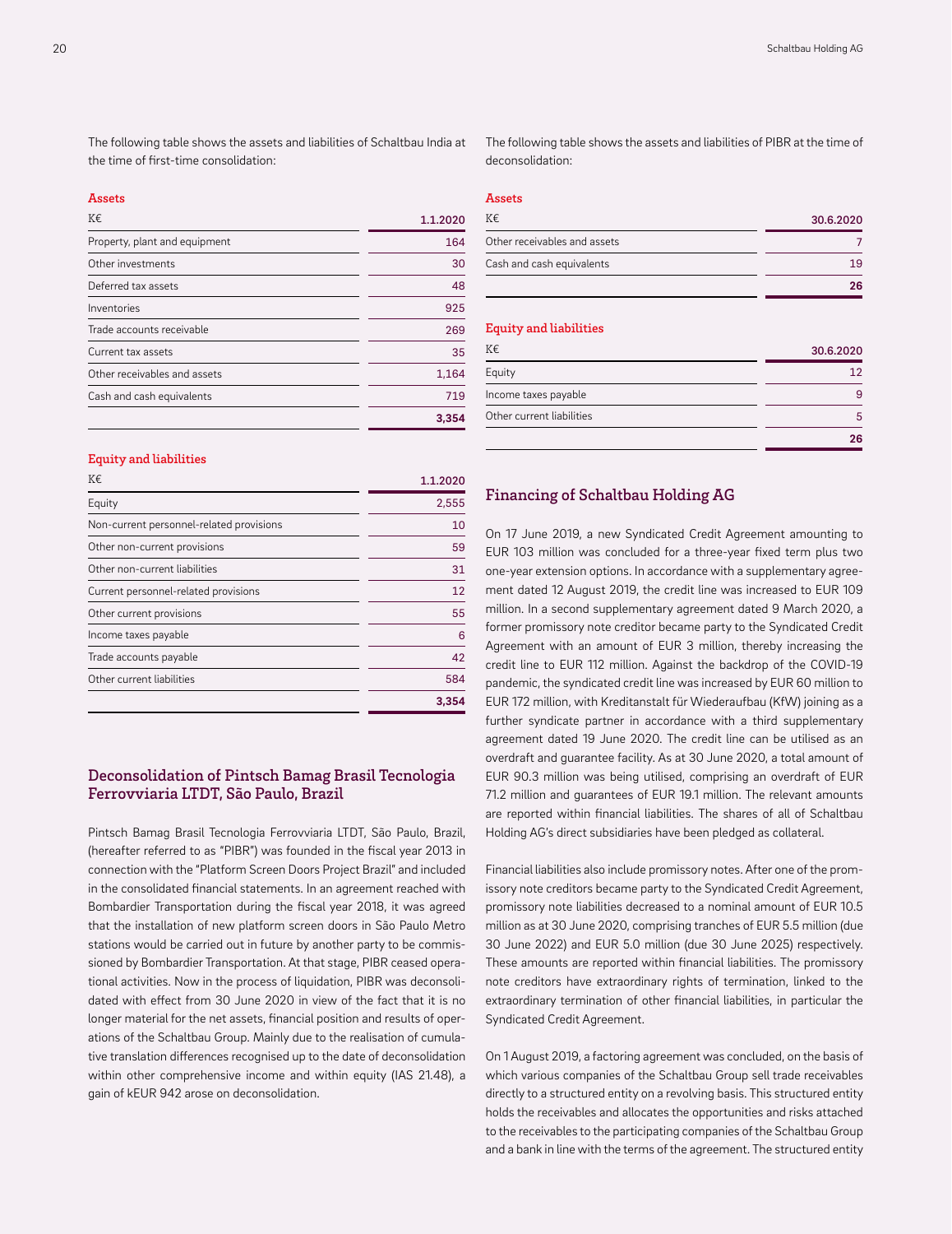The following table shows the assets and liabilities of Schaltbau India at the time of first-time consolidation:

**Assets**

| K€ | 1.1.2020 |
|---|---|
| Property, plant and equipment | 164 |
| Other investments | 30 |
| Deferred tax assets | 48 |
| Inventories | 925 |
| Trade accounts receivable | 269 |
| Current tax assets | 35 |
| Other receivables and assets | 1,164 |
| Cash and cash equivalents | 719 |
| | **3,354** |

**Equity and liabilities**

| K€ | 1.1.2020 |
|---|---|
| Equity | 2,555 |
| Non-current personnel-related provisions | 10 |
| Other non-current provisions | 59 |
| Other non-current liabilities | 31 |
| Current personnel-related provisions | 12 |
| Other current provisions | 55 |
| Income taxes payable | 6 |
| Trade accounts payable | 42 |
| Other current liabilities | 584 |
| | **3,354** |

## Deconsolidation of Pintsch Bamag Brasil Tecnologia Ferrovviaria LTDT, São Paulo, Brazil

Pintsch Bamag Brasil Tecnologia Ferrovviaria LTDT, São Paulo, Brazil, (hereafter referred to as "PIBR") was founded in the fiscal year 2013 in connection with the "Platform Screen Doors Project Brazil" and included in the consolidated financial statements. In an agreement reached with Bombardier Transportation during the fiscal year 2018, it was agreed that the installation of new platform screen doors in São Paulo Metro stations would be carried out in future by another party to be commissioned by Bombardier Transportation. At that stage, PIBR ceased operational activities. Now in the process of liquidation, PIBR was deconsolidated with effect from 30 June 2020 in view of the fact that it is no longer material for the net assets, financial position and results of operations of the Schaltbau Group. Mainly due to the realisation of cumulative translation differences recognised up to the date of deconsolidation within other comprehensive income and within equity (IAS 21.48), a gain of kEUR 942 arose on deconsolidation.

The following table shows the assets and liabilities of PIBR at the time of deconsolidation:

**Assets**

| K€ | 30.6.2020 |
|---|---|
| Other receivables and assets | 7 |
| Cash and cash equivalents | 19 |
| | **26** |

**Equity and liabilities**

| K€ | 30.6.2020 |
|---|---|
| Equity | 12 |
| Income taxes payable | 9 |
| Other current liabilities | 5 |
| | **26** |

## Financing of Schaltbau Holding AG

On 17 June 2019, a new Syndicated Credit Agreement amounting to EUR 103 million was concluded for a three-year fixed term plus two one-year extension options. In accordance with a supplementary agreement dated 12 August 2019, the credit line was increased to EUR 109 million. In a second supplementary agreement dated 9 March 2020, a former promissory note creditor became party to the Syndicated Credit Agreement with an amount of EUR 3 million, thereby increasing the credit line to EUR 112 million. Against the backdrop of the COVID-19 pandemic, the syndicated credit line was increased by EUR 60 million to EUR 172 million, with Kreditanstalt für Wiederaufbau (KfW) joining as a further syndicate partner in accordance with a third supplementary agreement dated 19 June 2020. The credit line can be utilised as an overdraft and guarantee facility. As at 30 June 2020, a total amount of EUR 90.3 million was being utilised, comprising an overdraft of EUR 71.2 million and guarantees of EUR 19.1 million. The relevant amounts are reported within financial liabilities. The shares of all of Schaltbau Holding AG's direct subsidiaries have been pledged as collateral.

Financial liabilities also include promissory notes. After one of the promissory note creditors became party to the Syndicated Credit Agreement, promissory note liabilities decreased to a nominal amount of EUR 10.5 million as at 30 June 2020, comprising tranches of EUR 5.5 million (due 30 June 2022) and EUR 5.0 million (due 30 June 2025) respectively. These amounts are reported within financial liabilities. The promissory note creditors have extraordinary rights of termination, linked to the extraordinary termination of other financial liabilities, in particular the Syndicated Credit Agreement.

On 1 August 2019, a factoring agreement was concluded, on the basis of which various companies of the Schaltbau Group sell trade receivables directly to a structured entity on a revolving basis. This structured entity holds the receivables and allocates the opportunities and risks attached to the receivables to the participating companies of the Schaltbau Group and a bank in line with the terms of the agreement. The structured entity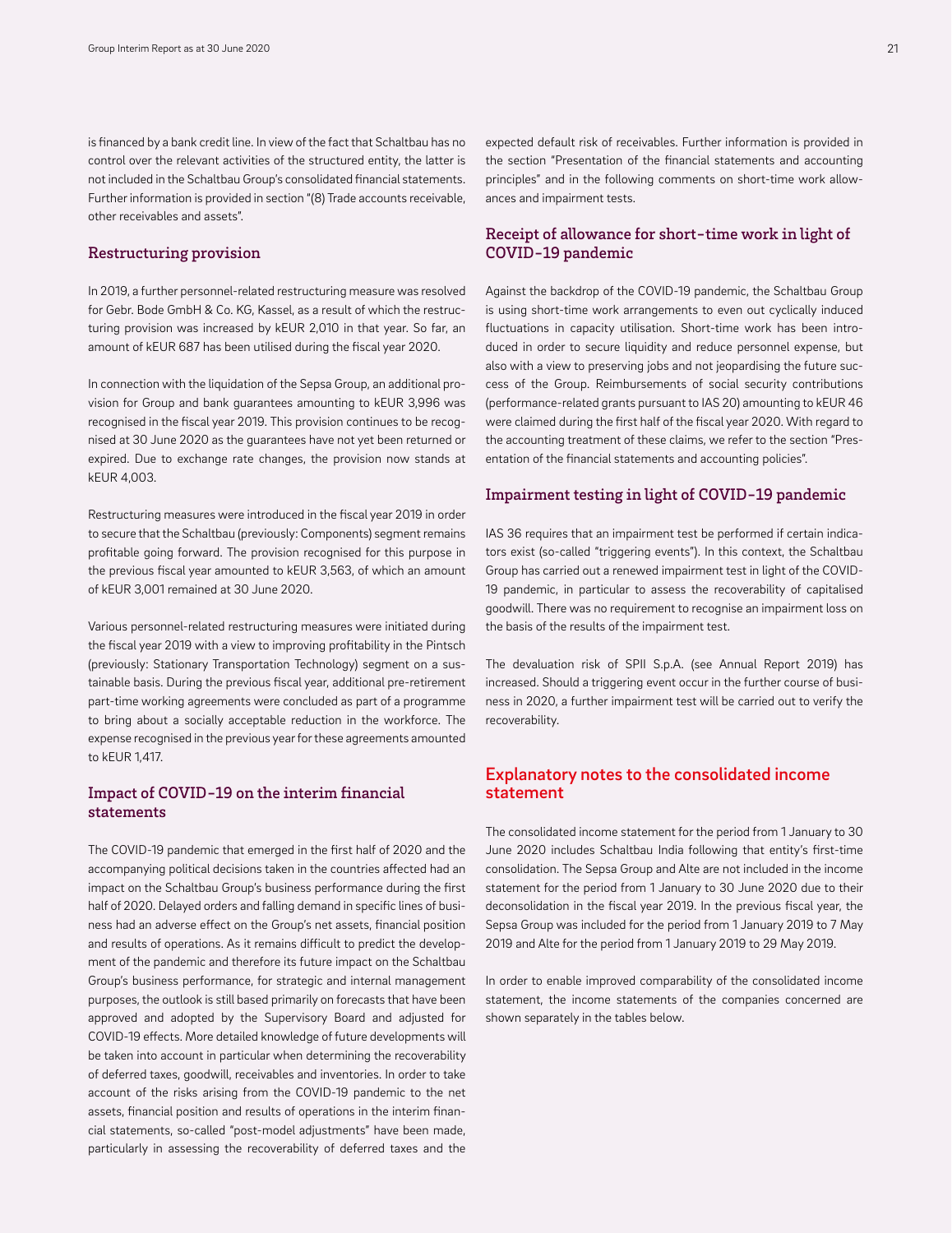is financed by a bank credit line. In view of the fact that Schaltbau has no control over the relevant activities of the structured entity, the latter is not included in the Schaltbau Group's consolidated financial statements. Further information is provided in section "(8) Trade accounts receivable, other receivables and assets".

### Restructuring provision

In 2019, a further personnel-related restructuring measure was resolved for Gebr. Bode GmbH & Co. KG, Kassel, as a result of which the restructuring provision was increased by kEUR 2,010 in that year. So far, an amount of kEUR 687 has been utilised during the fiscal year 2020.

In connection with the liquidation of the Sepsa Group, an additional provision for Group and bank guarantees amounting to kEUR 3,996 was recognised in the fiscal year 2019. This provision continues to be recognised at 30 June 2020 as the guarantees have not yet been returned or expired. Due to exchange rate changes, the provision now stands at kEUR 4,003.

Restructuring measures were introduced in the fiscal year 2019 in order to secure that the Schaltbau (previously: Components) segment remains profitable going forward. The provision recognised for this purpose in the previous fiscal year amounted to kEUR 3,563, of which an amount of kEUR 3,001 remained at 30 June 2020.

Various personnel-related restructuring measures were initiated during the fiscal year 2019 with a view to improving profitability in the Pintsch (previously: Stationary Transportation Technology) segment on a sustainable basis. During the previous fiscal year, additional pre-retirement part-time working agreements were concluded as part of a programme to bring about a socially acceptable reduction in the workforce. The expense recognised in the previous year for these agreements amounted to kEUR 1,417.

### Impact of COVID-19 on the interim financial statements

The COVID-19 pandemic that emerged in the first half of 2020 and the accompanying political decisions taken in the countries affected had an impact on the Schaltbau Group's business performance during the first half of 2020. Delayed orders and falling demand in specific lines of business had an adverse effect on the Group's net assets, financial position and results of operations. As it remains difficult to predict the development of the pandemic and therefore its future impact on the Schaltbau Group's business performance, for strategic and internal management purposes, the outlook is still based primarily on forecasts that have been approved and adopted by the Supervisory Board and adjusted for COVID-19 effects. More detailed knowledge of future developments will be taken into account in particular when determining the recoverability of deferred taxes, goodwill, receivables and inventories. In order to take account of the risks arising from the COVID-19 pandemic to the net assets, financial position and results of operations in the interim financial statements, so-called "post-model adjustments" have been made, particularly in assessing the recoverability of deferred taxes and the expected default risk of receivables. Further information is provided in the section "Presentation of the financial statements and accounting principles" and in the following comments on short-time work allowances and impairment tests.

### Receipt of allowance for short-time work in light of COVID-19 pandemic

Against the backdrop of the COVID-19 pandemic, the Schaltbau Group is using short-time work arrangements to even out cyclically induced fluctuations in capacity utilisation. Short-time work has been introduced in order to secure liquidity and reduce personnel expense, but also with a view to preserving jobs and not jeopardising the future success of the Group. Reimbursements of social security contributions (performance-related grants pursuant to IAS 20) amounting to kEUR 46 were claimed during the first half of the fiscal year 2020. With regard to the accounting treatment of these claims, we refer to the section "Presentation of the financial statements and accounting policies".

### Impairment testing in light of COVID-19 pandemic

IAS 36 requires that an impairment test be performed if certain indicators exist (so-called "triggering events"). In this context, the Schaltbau Group has carried out a renewed impairment test in light of the COVID-19 pandemic, in particular to assess the recoverability of capitalised goodwill. There was no requirement to recognise an impairment loss on the basis of the results of the impairment test.

The devaluation risk of SPII S.p.A. (see Annual Report 2019) has increased. Should a triggering event occur in the further course of business in 2020, a further impairment test will be carried out to verify the recoverability.

## Explanatory notes to the consolidated income statement

The consolidated income statement for the period from 1 January to 30 June 2020 includes Schaltbau India following that entity's first-time consolidation. The Sepsa Group and Alte are not included in the income statement for the period from 1 January to 30 June 2020 due to their deconsolidation in the fiscal year 2019. In the previous fiscal year, the Sepsa Group was included for the period from 1 January 2019 to 7 May 2019 and Alte for the period from 1 January 2019 to 29 May 2019.

In order to enable improved comparability of the consolidated income statement, the income statements of the companies concerned are shown separately in the tables below.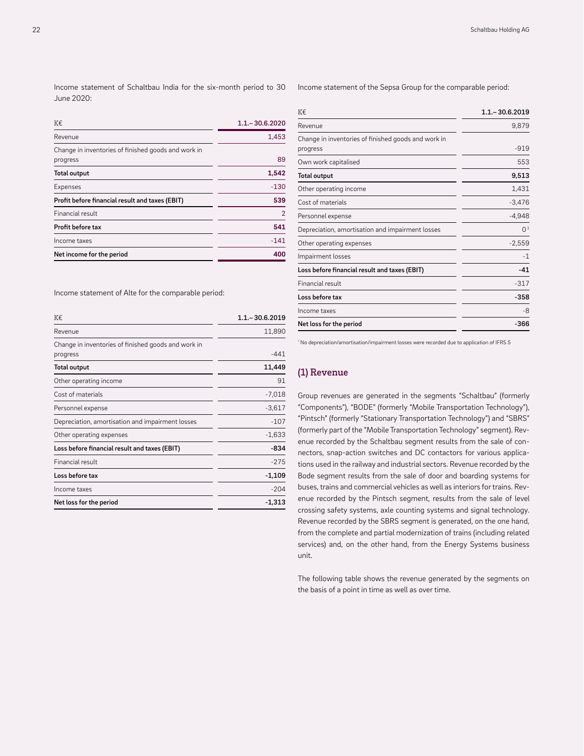Income statement of Schaltbau India for the six-month period to 30 June 2020:

| K€ | 1.1.– 30.6.2020 |
| --- | --- |
| Revenue | 1,453 |
| Change in inventories of finished goods and work in progress | 89 |
| **Total output** | **1,542** |
| Expenses | -130 |
| **Profit before financial result and taxes (EBIT)** | **539** |
| Financial result | 2 |
| **Profit before tax** | **541** |
| Income taxes | -141 |
| **Net income for the period** | **400** |

Income statement of Alte for the comparable period:

| K€ | 1.1.– 30.6.2019 |
| --- | --- |
| Revenue | 11,890 |
| Change in inventories of finished goods and work in progress | -441 |
| **Total output** | **11,449** |
| Other operating income | 91 |
| Cost of materials | -7,018 |
| Personnel expense | -3,617 |
| Depreciation, amortisation and impairment losses | -107 |
| Other operating expenses | -1,633 |
| **Loss before financial result and taxes (EBIT)** | **-834** |
| Financial result | -275 |
| **Loss before tax** | **-1,109** |
| Income taxes | -204 |
| **Net loss for the period** | **-1,313** |

Income statement of the Sepsa Group for the comparable period:

| K€ | 1.1.– 30.6.2019 |
| --- | --- |
| Revenue | 9,879 |
| Change in inventories of finished goods and work in progress | -919 |
| Own work capitalised | 553 |
| **Total output** | **9,513** |
| Other operating income | 1,431 |
| Cost of materials | -3,476 |
| Personnel expense | -4,948 |
| Depreciation, amortisation and impairment losses | 0 [1] |
| Other operating expenses | -2,559 |
| Impairment losses | -1 |
| **Loss before financial result and taxes (EBIT)** | **-41** |
| Financial result | -317 |
| **Loss before tax** | **-358** |
| Income taxes | -8 |
| **Net loss for the period** | **-366** |

[1] No depreciation/amortisation/impairment losses were recorded due to application of IFRS 5

## (1) Revenue

Group revenues are generated in the segments "Schaltbau" (formerly "Components"), "BODE" (formerly "Mobile Transportation Technology"), "Pintsch" (formerly "Stationary Transportation Technology") and "SBRS" (formerly part of the "Mobile Transportation Technology" segment). Revenue recorded by the Schaltbau segment results from the sale of connectors, snap-action switches and DC contactors for various applications used in the railway and industrial sectors. Revenue recorded by the Bode segment results from the sale of door and boarding systems for buses, trains and commercial vehicles as well as interiors for trains. Revenue recorded by the Pintsch segment, results from the sale of level crossing safety systems, axle counting systems and signal technology. Revenue recorded by the SBRS segment is generated, on the one hand, from the complete and partial modernization of trains (including related services) and, on the other hand, from the Energy Systems business unit.

The following table shows the revenue generated by the segments on the basis of a point in time as well as over time.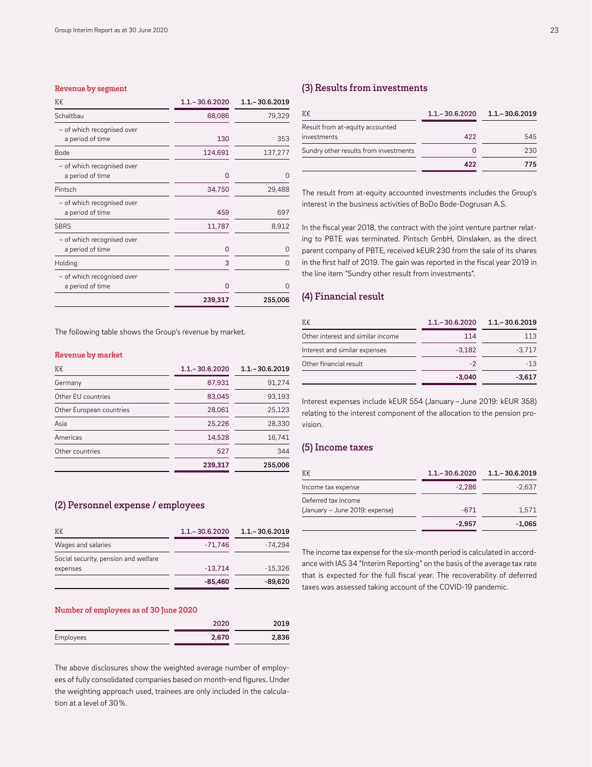### Revenue by segment

| K€ | 1.1.–30.6.2020 | 1.1.–30.6.2019 |
|---|---|---|
| Schaltbau | 68,086 | 79,329 |
| – of which recognised over a period of time | 130 | 353 |
| Bode | 124,691 | 137,277 |
| – of which recognised over a period of time | 0 | 0 |
| Pintsch | 34,750 | 29,488 |
| – of which recognised over a period of time | 459 | 697 |
| SBRS | 11,787 | 8,912 |
| – of which recognised over a period of time | 0 | 0 |
| Holding | 3 | 0 |
| – of which recognised over a period of time | 0 | 0 |
| | **239,317** | **255,006** |

The following table shows the Group's revenue by market.

### Revenue by market

| K€ | 1.1.–30.6.2020 | 1.1.–30.6.2019 |
|---|---|---|
| Germany | 87,931 | 91,274 |
| Other EU countries | 83,045 | 93,193 |
| Other European countries | 28,061 | 25,123 |
| Asia | 25,226 | 28,330 |
| Americas | 14,528 | 16,741 |
| Other countries | 527 | 344 |
| | **239,317** | **255,006** |

## (2) Personnel expense / employees

| K€ | 1.1.–30.6.2020 | 1.1.–30.6.2019 |
|---|---|---|
| Wages and salaries | -71,746 | -74,294 |
| Social security, pension and welfare expenses | -13,714 | -15,326 |
| | **-85,460** | **-89,620** |

### Number of employees as of 30 June 2020

| | 2020 | 2019 |
|---|---|---|
| Employees | **2,670** | **2,836** |

The above disclosures show the weighted average number of employees of fully consolidated companies based on month-end figures. Under the weighting approach used, trainees are only included in the calculation at a level of 30 %.

## (3) Results from investments

| K€ | 1.1.–30.6.2020 | 1.1.–30.6.2019 |
|---|---|---|
| Result from at-equity accounted investments | 422 | 545 |
| Sundry other results from investments | 0 | 230 |
| | **422** | **775** |

The result from at-equity accounted investments includes the Group's interest in the business activities of BoDo Bode-Dogrusan A.S.

In the fiscal year 2018, the contract with the joint venture partner relating to PBTE was terminated. Pintsch GmbH, Dinslaken, as the direct parent company of PBTE, received kEUR 230 from the sale of its shares in the first half of 2019. The gain was reported in the fiscal year 2019 in the line item "Sundry other result from investments".

## (4) Financial result

| K€ | 1.1.–30.6.2020 | 1.1.–30.6.2019 |
|---|---|---|
| Other interest and similar income | 114 | 113 |
| Interest and similar expenses | -3,182 | -3,717 |
| Other financial result | -2 | -13 |
| | **-3,040** | **-3,617** |

Interest expenses include kEUR 554 (January – June 2019: kEUR 358) relating to the interest component of the allocation to the pension provision.

## (5) Income taxes

| K€ | 1.1.–30.6.2020 | 1.1.–30.6.2019 |
|---|---|---|
| Income tax expense | -2,286 | -2,637 |
| Deferred tax income (January – June 2019: expense) | -671 | 1,571 |
| | **-2,957** | **-1,065** |

The income tax expense for the six-month period is calculated in accordance with IAS 34 "Interim Reporting" on the basis of the average tax rate that is expected for the full fiscal year. The recoverability of deferred taxes was assessed taking account of the COVID-19 pandemic.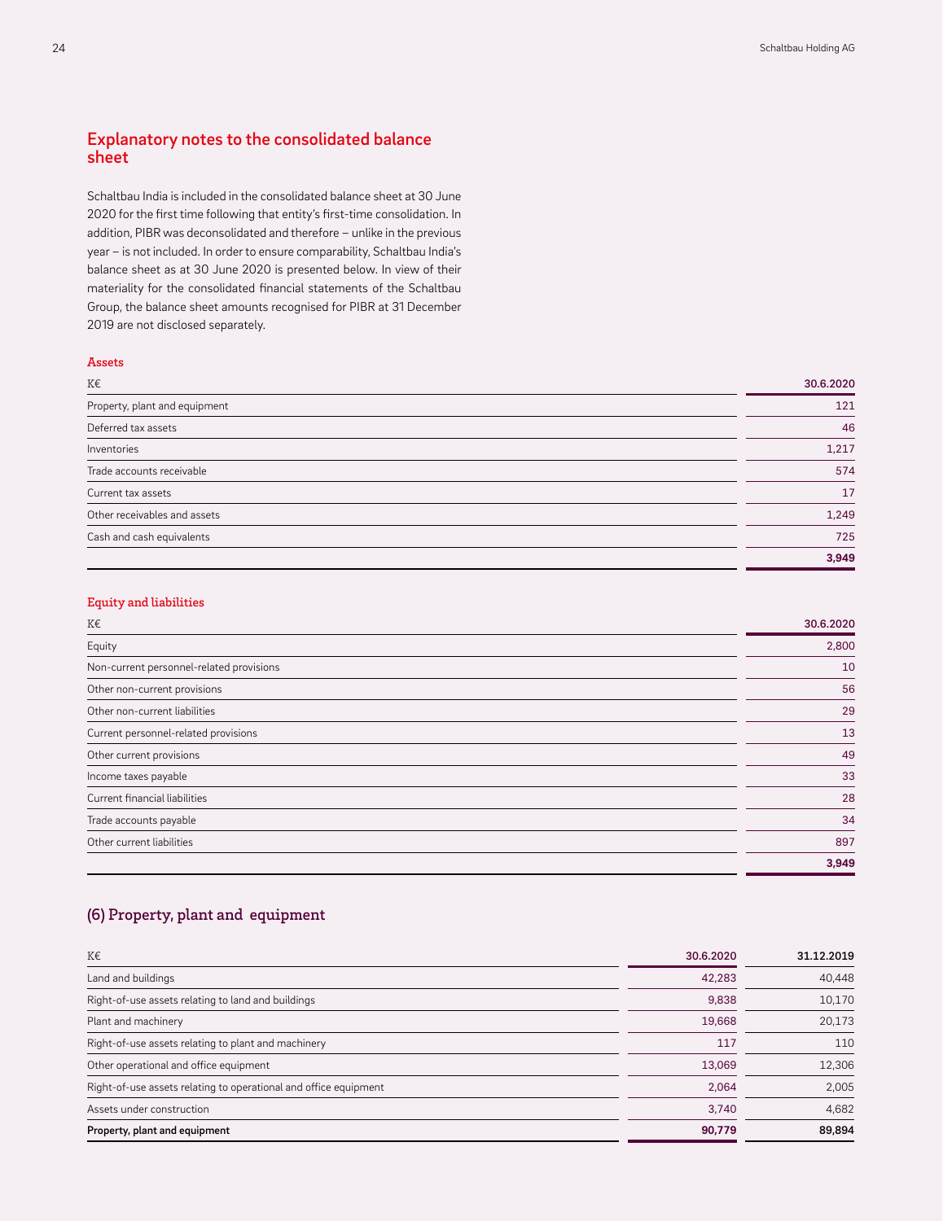## Explanatory notes to the consolidated balance sheet

Schaltbau India is included in the consolidated balance sheet at 30 June 2020 for the first time following that entity's first-time consolidation. In addition, PIBR was deconsolidated and therefore – unlike in the previous year – is not included. In order to ensure comparability, Schaltbau India's balance sheet as at 30 June 2020 is presented below. In view of their materiality for the consolidated financial statements of the Schaltbau Group, the balance sheet amounts recognised for PIBR at 31 December 2019 are not disclosed separately.

### Assets

| K€ | 30.6.2020 |
|---|---|
| Property, plant and equipment | 121 |
| Deferred tax assets | 46 |
| Inventories | 1,217 |
| Trade accounts receivable | 574 |
| Current tax assets | 17 |
| Other receivables and assets | 1,249 |
| Cash and cash equivalents | 725 |
| | **3,949** |

### Equity and liabilities

| K€ | 30.6.2020 |
|---|---|
| Equity | 2,800 |
| Non-current personnel-related provisions | 10 |
| Other non-current provisions | 56 |
| Other non-current liabilities | 29 |
| Current personnel-related provisions | 13 |
| Other current provisions | 49 |
| Income taxes payable | 33 |
| Current financial liabilities | 28 |
| Trade accounts payable | 34 |
| Other current liabilities | 897 |
| | **3,949** |

## (6) Property, plant and equipment

| K€ | 30.6.2020 | 31.12.2019 |
|---|---|---|
| Land and buildings | 42,283 | 40,448 |
| Right-of-use assets relating to land and buildings | 9,838 | 10,170 |
| Plant and machinery | 19,668 | 20,173 |
| Right-of-use assets relating to plant and machinery | 117 | 110 |
| Other operational and office equipment | 13,069 | 12,306 |
| Right-of-use assets relating to operational and office equipment | 2,064 | 2,005 |
| Assets under construction | 3,740 | 4,682 |
| **Property, plant and equipment** | **90,779** | **89,894** |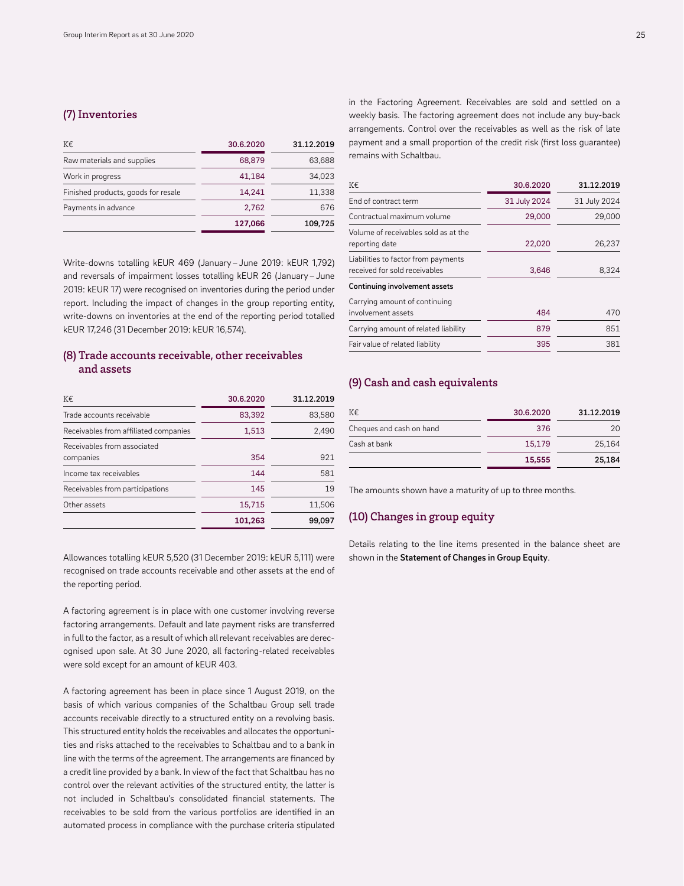## (7) Inventories

| K€ | 30.6.2020 | 31.12.2019 |
|---|---|---|
| Raw materials and supplies | 68,879 | 63,688 |
| Work in progress | 41,184 | 34,023 |
| Finished products, goods for resale | 14,241 | 11,338 |
| Payments in advance | 2,762 | 676 |
| | **127,066** | **109,725** |

Write-downs totalling kEUR 469 (January – June 2019: kEUR 1,792) and reversals of impairment losses totalling kEUR 26 (January – June 2019: kEUR 17) were recognised on inventories during the period under report. Including the impact of changes in the group reporting entity, write-downs on inventories at the end of the reporting period totalled kEUR 17,246 (31 December 2019: kEUR 16,574).

## (8) Trade accounts receivable, other receivables and assets

| K€ | 30.6.2020 | 31.12.2019 |
|---|---|---|
| Trade accounts receivable | 83,392 | 83,580 |
| Receivables from affiliated companies | 1,513 | 2,490 |
| Receivables from associated companies | 354 | 921 |
| Income tax receivables | 144 | 581 |
| Receivables from participations | 145 | 19 |
| Other assets | 15,715 | 11,506 |
| | **101,263** | **99,097** |

Allowances totalling kEUR 5,520 (31 December 2019: kEUR 5,111) were recognised on trade accounts receivable and other assets at the end of the reporting period.

A factoring agreement is in place with one customer involving reverse factoring arrangements. Default and late payment risks are transferred in full to the factor, as a result of which all relevant receivables are derecognised upon sale. At 30 June 2020, all factoring-related receivables were sold except for an amount of kEUR 403.

A factoring agreement has been in place since 1 August 2019, on the basis of which various companies of the Schaltbau Group sell trade accounts receivable directly to a structured entity on a revolving basis. This structured entity holds the receivables and allocates the opportunities and risks attached to the receivables to Schaltbau and to a bank in line with the terms of the agreement. The arrangements are financed by a credit line provided by a bank. In view of the fact that Schaltbau has no control over the relevant activities of the structured entity, the latter is not included in Schaltbau's consolidated financial statements. The receivables to be sold from the various portfolios are identified in an automated process in compliance with the purchase criteria stipulated in the Factoring Agreement. Receivables are sold and settled on a weekly basis. The factoring agreement does not include any buy-back arrangements. Control over the receivables as well as the risk of late payment and a small proportion of the credit risk (first loss guarantee) remains with Schaltbau.

| K€ | 30.6.2020 | 31.12.2019 |
|---|---|---|
| End of contract term | 31 July 2024 | 31 July 2024 |
| Contractual maximum volume | 29,000 | 29,000 |
| Volume of receivables sold as at the reporting date | 22,020 | 26,237 |
| Liabilities to factor from payments received for sold receivables | 3,646 | 8,324 |
| **Continuing involvement assets** | | |
| Carrying amount of continuing involvement assets | 484 | 470 |
| Carrying amount of related liability | 879 | 851 |
| Fair value of related liability | 395 | 381 |

## (9) Cash and cash equivalents

| K€ | 30.6.2020 | 31.12.2019 |
|---|---|---|
| Cheques and cash on hand | 376 | 20 |
| Cash at bank | 15,179 | 25,164 |
| | **15,555** | **25,184** |

The amounts shown have a maturity of up to three months.

## (10) Changes in group equity

Details relating to the line items presented in the balance sheet are shown in the **Statement of Changes in Group Equity**.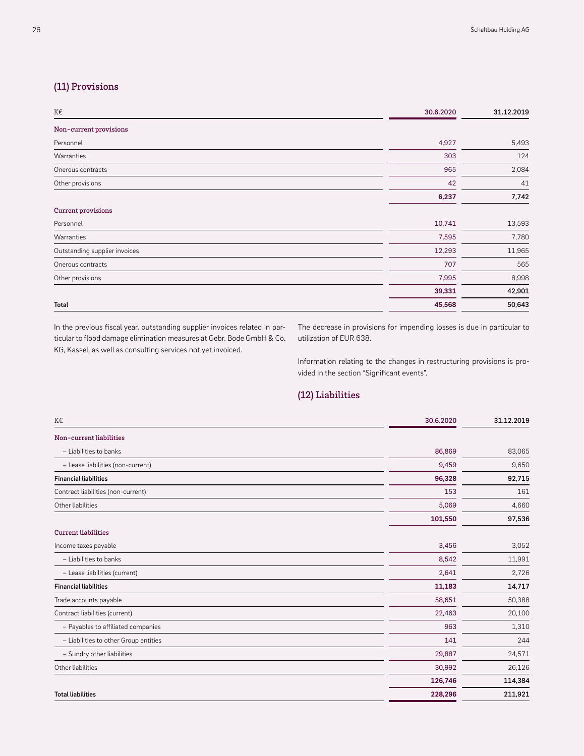## (11) Provisions

| K€ | 30.6.2020 | 31.12.2019 |
|---|---|---|
| **Non-current provisions** | | |
| Personnel | 4,927 | 5,493 |
| Warranties | 303 | 124 |
| Onerous contracts | 965 | 2,084 |
| Other provisions | 42 | 41 |
| | **6,237** | **7,742** |
| **Current provisions** | | |
| Personnel | 10,741 | 13,593 |
| Warranties | 7,595 | 7,780 |
| Outstanding supplier invoices | 12,293 | 11,965 |
| Onerous contracts | 707 | 565 |
| Other provisions | 7,995 | 8,998 |
| | **39,331** | **42,901** |
| **Total** | **45,568** | **50,643** |

In the previous fiscal year, outstanding supplier invoices related in particular to flood damage elimination measures at Gebr. Bode GmbH & Co. KG, Kassel, as well as consulting services not yet invoiced.

The decrease in provisions for impending losses is due in particular to utilization of EUR 638.

Information relating to the changes in restructuring provisions is provided in the section "Significant events".

## (12) Liabilities

| K€ | 30.6.2020 | 31.12.2019 |
|---|---|---|
| **Non-current liabilities** | | |
| – Liabilities to banks | 86,869 | 83,065 |
| – Lease liabilities (non-current) | 9,459 | 9,650 |
| **Financial liabilities** | **96,328** | **92,715** |
| Contract liabilities (non-current) | 153 | 161 |
| Other liabilities | 5,069 | 4,660 |
| | **101,550** | **97,536** |
| **Current liabilities** | | |
| Income taxes payable | 3,456 | 3,052 |
| – Liabilities to banks | 8,542 | 11,991 |
| – Lease liabilities (current) | 2,641 | 2,726 |
| **Financial liabilities** | **11,183** | **14,717** |
| Trade accounts payable | 58,651 | 50,388 |
| Contract liabilities (current) | 22,463 | 20,100 |
| – Payables to affiliated companies | 963 | 1,310 |
| – Liabilities to other Group entities | 141 | 244 |
| – Sundry other liabilities | 29,887 | 24,571 |
| Other liabilities | 30,992 | 26,126 |
| | **126,746** | **114,384** |
| **Total liabilities** | **228,296** | **211,921** |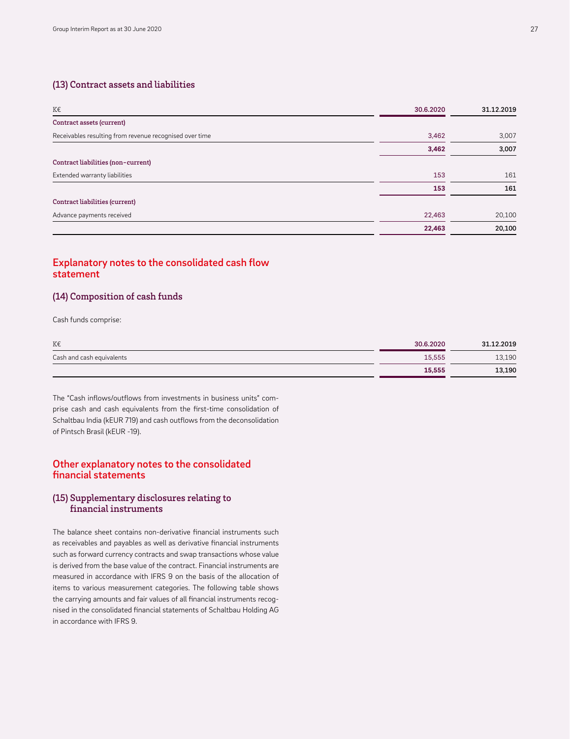## (13) Contract assets and liabilities

| K€ | 30.6.2020 | 31.12.2019 |
|---|---|---|
| **Contract assets (current)** | | |
| Receivables resulting from revenue recognised over time | 3,462 | 3,007 |
| | **3,462** | **3,007** |
| **Contract liabilities (non-current)** | | |
| Extended warranty liabilities | 153 | 161 |
| | **153** | **161** |
| **Contract liabilities (current)** | | |
| Advance payments received | 22,463 | 20,100 |
| | **22,463** | **20,100** |

# Explanatory notes to the consolidated cash flow statement

## (14) Composition of cash funds

Cash funds comprise:

| K€ | 30.6.2020 | 31.12.2019 |
|---|---|---|
| Cash and cash equivalents | 15,555 | 13,190 |
| | **15,555** | **13,190** |

The "Cash inflows/outflows from investments in business units" comprise cash and cash equivalents from the first-time consolidation of Schaltbau India (kEUR 719) and cash outflows from the deconsolidation of Pintsch Brasil (kEUR -19).

# Other explanatory notes to the consolidated financial statements

## (15) Supplementary disclosures relating to financial instruments

The balance sheet contains non-derivative financial instruments such as receivables and payables as well as derivative financial instruments such as forward currency contracts and swap transactions whose value is derived from the base value of the contract. Financial instruments are measured in accordance with IFRS 9 on the basis of the allocation of items to various measurement categories. The following table shows the carrying amounts and fair values of all financial instruments recognised in the consolidated financial statements of Schaltbau Holding AG in accordance with IFRS 9.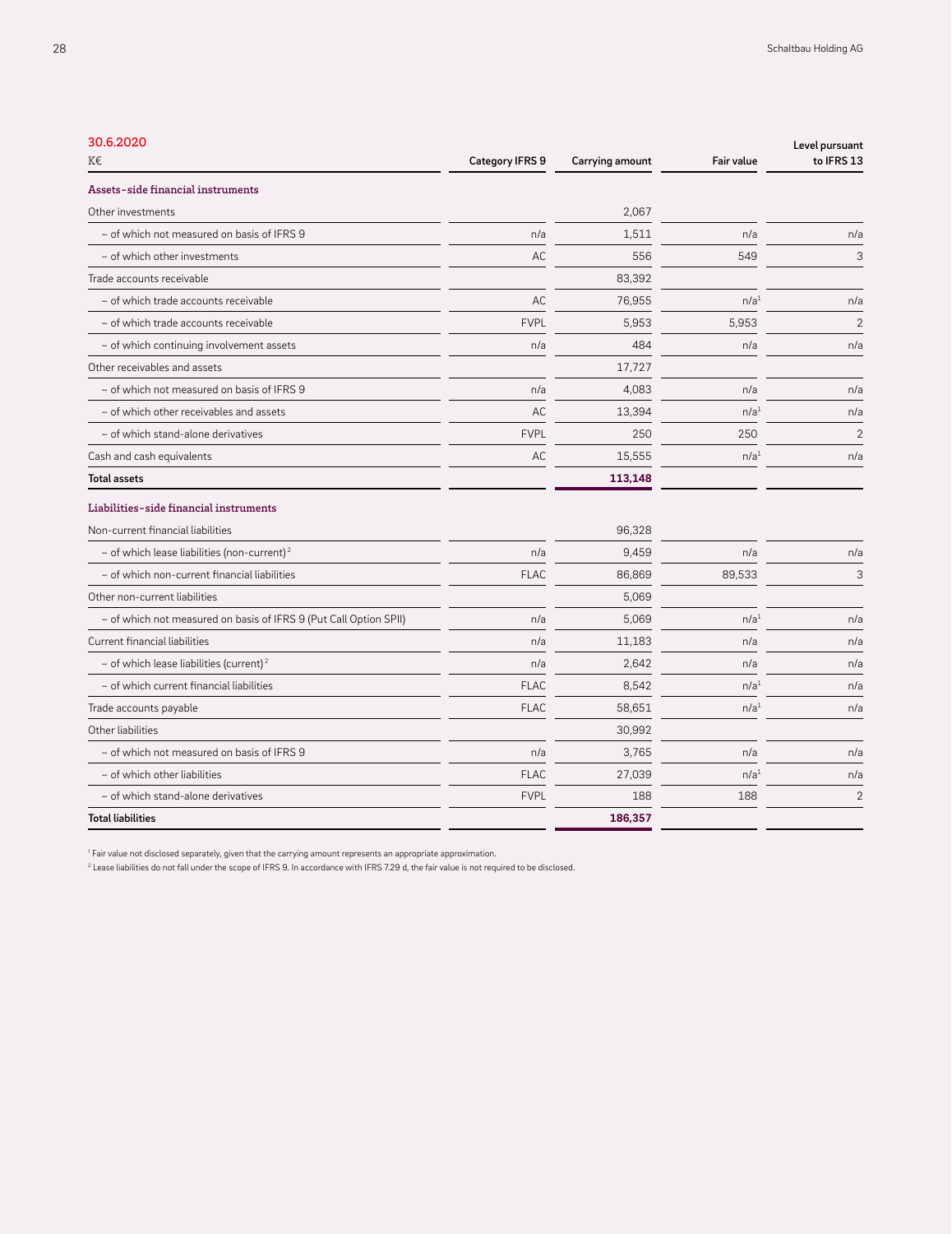| 30.6.2020<br>K€ | Category IFRS 9 | Carrying amount | Fair value | Level pursuant to IFRS 13 |
|---|---|---|---|---|
| **Assets-side financial instruments** | | | | |
| Other investments | | 2,067 | | |
| – of which not measured on basis of IFRS 9 | n/a | 1,511 | n/a | n/a |
| – of which other investments | AC | 556 | 549 | 3 |
| Trade accounts receivable | | 83,392 | | |
| – of which trade accounts receivable | AC | 76,955 | n/a[1] | n/a |
| – of which trade accounts receivable | FVPL | 5,953 | 5,953 | 2 |
| – of which continuing involvement assets | n/a | 484 | n/a | n/a |
| Other receivables and assets | | 17,727 | | |
| – of which not measured on basis of IFRS 9 | n/a | 4,083 | n/a | n/a |
| – of which other receivables and assets | AC | 13,394 | n/a[1] | n/a |
| – of which stand-alone derivatives | FVPL | 250 | 250 | 2 |
| Cash and cash equivalents | AC | 15,555 | n/a[1] | n/a |
| **Total assets** | | **113,148** | | |
| **Liabilities-side financial instruments** | | | | |
| Non-current financial liabilities | | 96,328 | | |
| – of which lease liabilities (non-current)[2] | n/a | 9,459 | n/a | n/a |
| – of which non-current financial liabilities | FLAC | 86,869 | 89,533 | 3 |
| Other non-current liabilities | | 5,069 | | |
| – of which not measured on basis of IFRS 9 (Put Call Option SPII) | n/a | 5,069 | n/a[1] | n/a |
| Current financial liabilities | n/a | 11,183 | n/a | n/a |
| – of which lease liabilities (current)[2] | n/a | 2,642 | n/a | n/a |
| – of which current financial liabilities | FLAC | 8,542 | n/a[1] | n/a |
| Trade accounts payable | FLAC | 58,651 | n/a[1] | n/a |
| Other liabilities | | 30,992 | | |
| – of which not measured on basis of IFRS 9 | n/a | 3,765 | n/a | n/a |
| – of which other liabilities | FLAC | 27,039 | n/a[1] | n/a |
| – of which stand-alone derivatives | FVPL | 188 | 188 | 2 |
| **Total liabilities** | | **186,357** | | |

[1] Fair value not disclosed separately, given that the carrying amount represents an appropriate approximation.

[2] Lease liabilities do not fall under the scope of IFRS 9. In accordance with IFRS 7.29 d, the fair value is not required to be disclosed.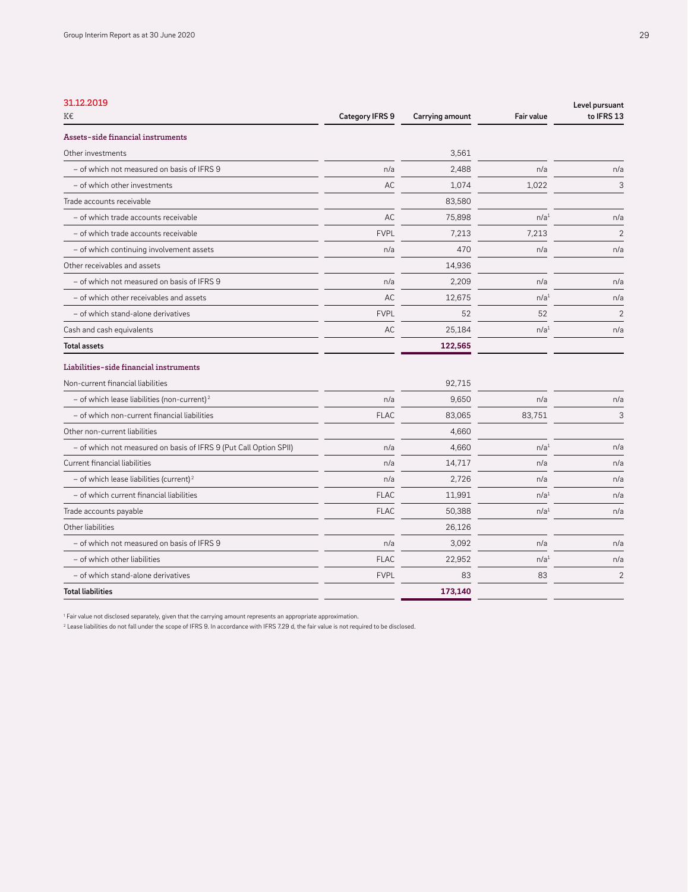## 31.12.2019

| K€ | Category IFRS 9 | Carrying amount | Fair value | Level pursuant to IFRS 13 |
|---|---|---|---|---|
| **Assets-side financial instruments** | | | | |
| Other investments | | 3,561 | | |
| – of which not measured on basis of IFRS 9 | n/a | 2,488 | n/a | n/a |
| – of which other investments | AC | 1,074 | 1,022 | 3 |
| Trade accounts receivable | | 83,580 | | |
| – of which trade accounts receivable | AC | 75,898 | n/a[1] | n/a |
| – of which trade accounts receivable | FVPL | 7,213 | 7,213 | 2 |
| – of which continuing involvement assets | n/a | 470 | n/a | n/a |
| Other receivables and assets | | 14,936 | | |
| – of which not measured on basis of IFRS 9 | n/a | 2,209 | n/a | n/a |
| – of which other receivables and assets | AC | 12,675 | n/a[1] | n/a |
| – of which stand-alone derivatives | FVPL | 52 | 52 | 2 |
| Cash and cash equivalents | AC | 25,184 | n/a[1] | n/a |
| **Total assets** | | **122,565** | | |
| **Liabilities-side financial instruments** | | | | |
| Non-current financial liabilities | | 92,715 | | |
| – of which lease liabilities (non-current)[2] | n/a | 9,650 | n/a | n/a |
| – of which non-current financial liabilities | FLAC | 83,065 | 83,751 | 3 |
| Other non-current liabilities | | 4,660 | | |
| – of which not measured on basis of IFRS 9 (Put Call Option SPII) | n/a | 4,660 | n/a[1] | n/a |
| Current financial liabilities | n/a | 14,717 | n/a | n/a |
| – of which lease liabilities (current)[2] | n/a | 2,726 | n/a | n/a |
| – of which current financial liabilities | FLAC | 11,991 | n/a[1] | n/a |
| Trade accounts payable | FLAC | 50,388 | n/a[1] | n/a |
| Other liabilities | | 26,126 | | |
| – of which not measured on basis of IFRS 9 | n/a | 3,092 | n/a | n/a |
| – of which other liabilities | FLAC | 22,952 | n/a[1] | n/a |
| – of which stand-alone derivatives | FVPL | 83 | 83 | 2 |
| **Total liabilities** | | **173,140** | | |

[1] Fair value not disclosed separately, given that the carrying amount represents an appropriate approximation.

[2] Lease liabilities do not fall under the scope of IFRS 9. In accordance with IFRS 7.29 d, the fair value is not required to be disclosed.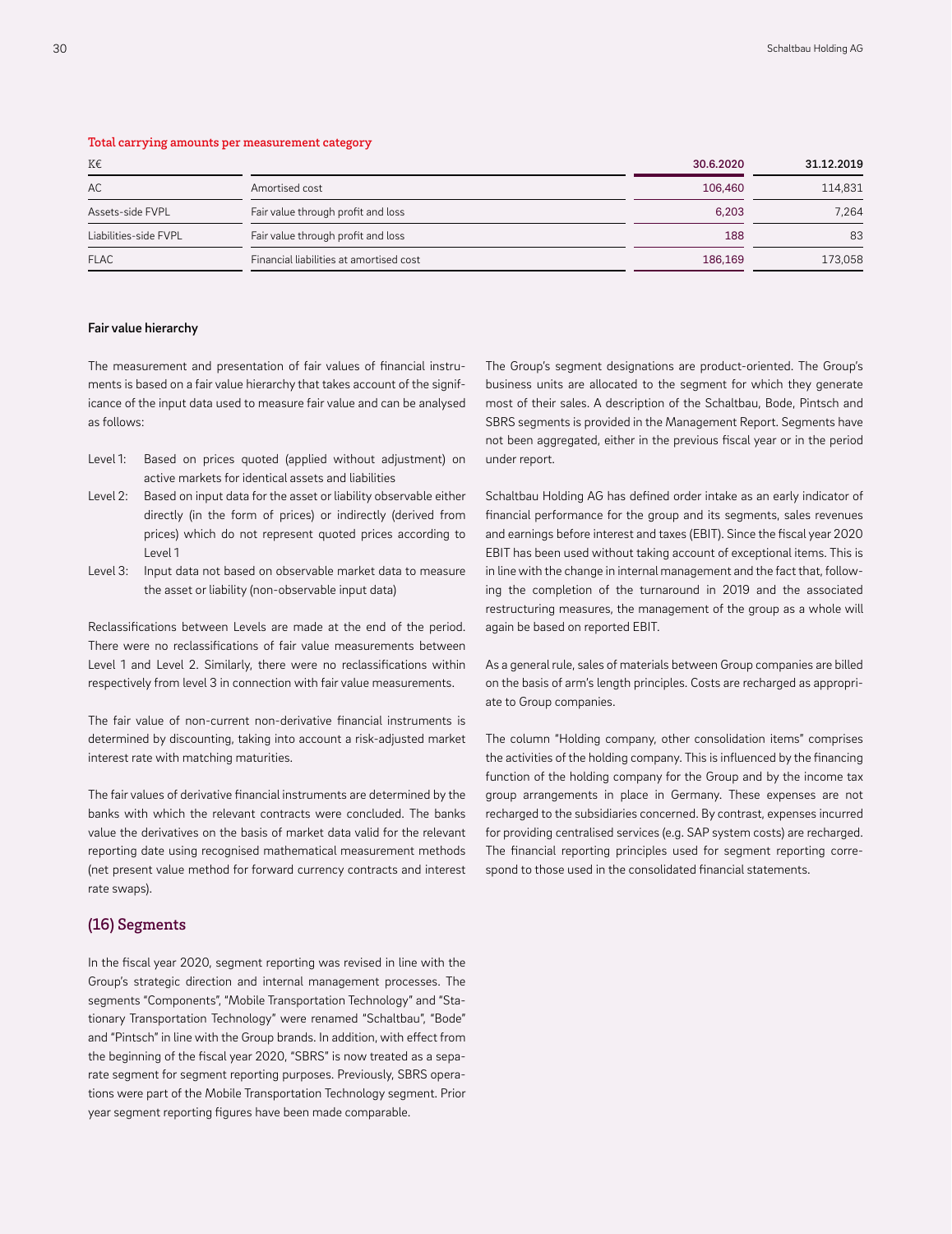**Total carrying amounts per measurement category**

| K€ | | 30.6.2020 | 31.12.2019 |
|---|---|---|---|
| AC | Amortised cost | 106,460 | 114,831 |
| Assets-side FVPL | Fair value through profit and loss | 6,203 | 7,264 |
| Liabilities-side FVPL | Fair value through profit and loss | 188 | 83 |
| FLAC | Financial liabilities at amortised cost | 186,169 | 173,058 |

### Fair value hierarchy

The measurement and presentation of fair values of financial instruments is based on a fair value hierarchy that takes account of the significance of the input data used to measure fair value and can be analysed as follows:

- Level 1: Based on prices quoted (applied without adjustment) on active markets for identical assets and liabilities
- Level 2: Based on input data for the asset or liability observable either directly (in the form of prices) or indirectly (derived from prices) which do not represent quoted prices according to Level 1
- Level 3: Input data not based on observable market data to measure the asset or liability (non-observable input data)

Reclassifications between Levels are made at the end of the period. There were no reclassifications of fair value measurements between Level 1 and Level 2. Similarly, there were no reclassifications within respectively from level 3 in connection with fair value measurements.

The fair value of non-current non-derivative financial instruments is determined by discounting, taking into account a risk-adjusted market interest rate with matching maturities.

The fair values of derivative financial instruments are determined by the banks with which the relevant contracts were concluded. The banks value the derivatives on the basis of market data valid for the relevant reporting date using recognised mathematical measurement methods (net present value method for forward currency contracts and interest rate swaps).

## (16) Segments

In the fiscal year 2020, segment reporting was revised in line with the Group's strategic direction and internal management processes. The segments "Components", "Mobile Transportation Technology" and "Stationary Transportation Technology" were renamed "Schaltbau", "Bode" and "Pintsch" in line with the Group brands. In addition, with effect from the beginning of the fiscal year 2020, "SBRS" is now treated as a separate segment for segment reporting purposes. Previously, SBRS operations were part of the Mobile Transportation Technology segment. Prior year segment reporting figures have been made comparable.

The Group's segment designations are product-oriented. The Group's business units are allocated to the segment for which they generate most of their sales. A description of the Schaltbau, Bode, Pintsch and SBRS segments is provided in the Management Report. Segments have not been aggregated, either in the previous fiscal year or in the period under report.

Schaltbau Holding AG has defined order intake as an early indicator of financial performance for the group and its segments, sales revenues and earnings before interest and taxes (EBIT). Since the fiscal year 2020 EBIT has been used without taking account of exceptional items. This is in line with the change in internal management and the fact that, following the completion of the turnaround in 2019 and the associated restructuring measures, the management of the group as a whole will again be based on reported EBIT.

As a general rule, sales of materials between Group companies are billed on the basis of arm's length principles. Costs are recharged as appropriate to Group companies.

The column "Holding company, other consolidation items" comprises the activities of the holding company. This is influenced by the financing function of the holding company for the Group and by the income tax group arrangements in place in Germany. These expenses are not recharged to the subsidiaries concerned. By contrast, expenses incurred for providing centralised services (e.g. SAP system costs) are recharged. The financial reporting principles used for segment reporting correspond to those used in the consolidated financial statements.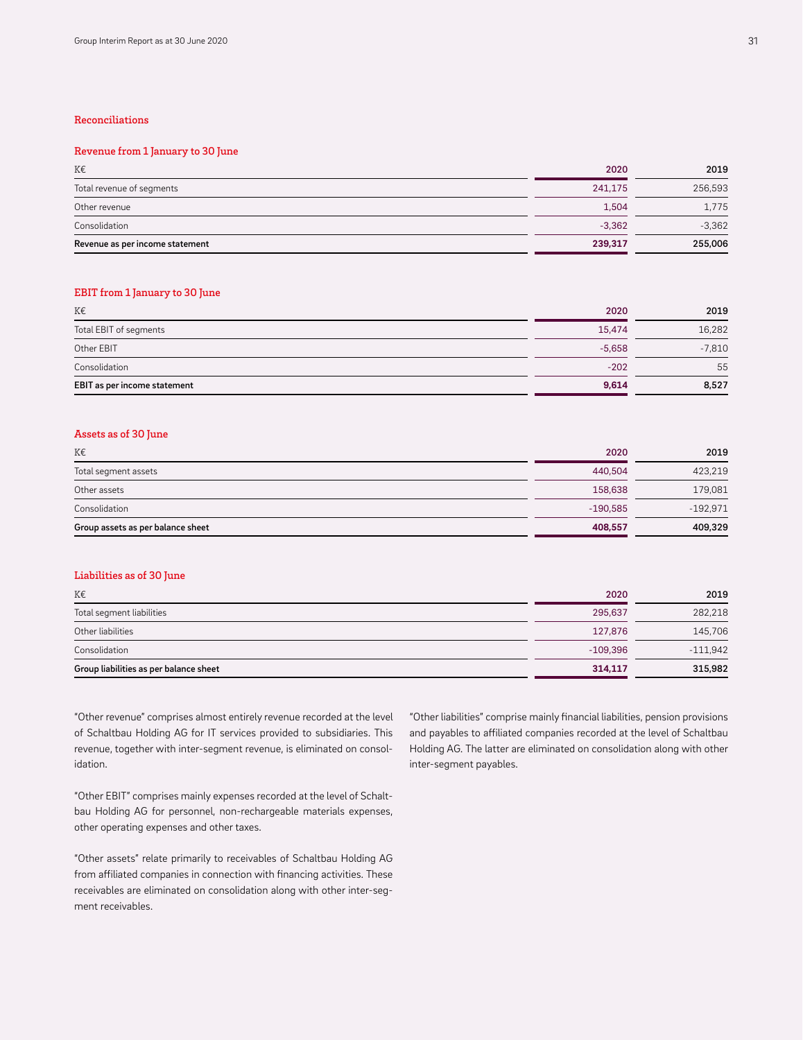## Reconciliations

### Revenue from 1 January to 30 June

| K€ | 2020 | 2019 |
|---|---|---|
| Total revenue of segments | 241,175 | 256,593 |
| Other revenue | 1,504 | 1,775 |
| Consolidation | -3,362 | -3,362 |
| **Revenue as per income statement** | **239,317** | **255,006** |

### EBIT from 1 January to 30 June

| K€ | 2020 | 2019 |
|---|---|---|
| Total EBIT of segments | 15,474 | 16,282 |
| Other EBIT | -5,658 | -7,810 |
| Consolidation | -202 | 55 |
| **EBIT as per income statement** | **9,614** | **8,527** |

### Assets as of 30 June

| K€ | 2020 | 2019 |
|---|---|---|
| Total segment assets | 440,504 | 423,219 |
| Other assets | 158,638 | 179,081 |
| Consolidation | -190,585 | -192,971 |
| **Group assets as per balance sheet** | **408,557** | **409,329** |

### Liabilities as of 30 June

| K€ | 2020 | 2019 |
|---|---|---|
| Total segment liabilities | 295,637 | 282,218 |
| Other liabilities | 127,876 | 145,706 |
| Consolidation | -109,396 | -111,942 |
| **Group liabilities as per balance sheet** | **314,117** | **315,982** |

"Other revenue" comprises almost entirely revenue recorded at the level of Schaltbau Holding AG for IT services provided to subsidiaries. This revenue, together with inter-segment revenue, is eliminated on consolidation.

"Other EBIT" comprises mainly expenses recorded at the level of Schaltbau Holding AG for personnel, non-rechargeable materials expenses, other operating expenses and other taxes.

"Other assets" relate primarily to receivables of Schaltbau Holding AG from affiliated companies in connection with financing activities. These receivables are eliminated on consolidation along with other inter-segment receivables.

"Other liabilities" comprise mainly financial liabilities, pension provisions and payables to affiliated companies recorded at the level of Schaltbau Holding AG. The latter are eliminated on consolidation along with other inter-segment payables.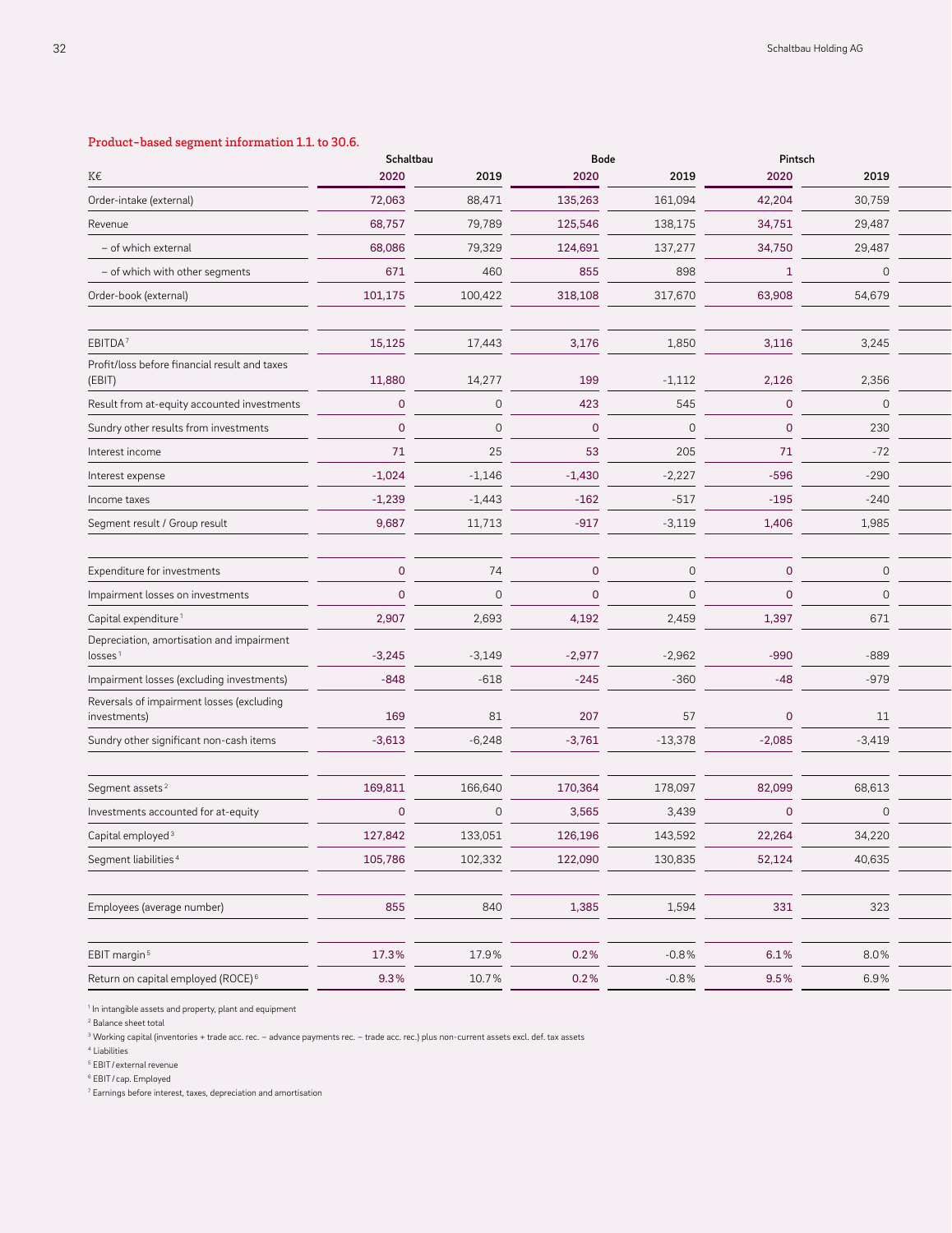### Product-based segment information 1.1. to 30.6.

| K€ | Schaltbau 2020 | Schaltbau 2019 | Bode 2020 | Bode 2019 | Pintsch 2020 | Pintsch 2019 |
|---|---|---|---|---|---|---|
| Order-intake (external) | 72,063 | 88,471 | 135,263 | 161,094 | 42,204 | 30,759 |
| Revenue | 68,757 | 79,789 | 125,546 | 138,175 | 34,751 | 29,487 |
| – of which external | 68,086 | 79,329 | 124,691 | 137,277 | 34,750 | 29,487 |
| – of which with other segments | 671 | 460 | 855 | 898 | 1 | 0 |
| Order-book (external) | 101,175 | 100,422 | 318,108 | 317,670 | 63,908 | 54,679 |
| EBITDA[7] | 15,125 | 17,443 | 3,176 | 1,850 | 3,116 | 3,245 |
| Profit/loss before financial result and taxes (EBIT) | 11,880 | 14,277 | 199 | -1,112 | 2,126 | 2,356 |
| Result from at-equity accounted investments | 0 | 0 | 423 | 545 | 0 | 0 |
| Sundry other results from investments | 0 | 0 | 0 | 0 | 0 | 230 |
| Interest income | 71 | 25 | 53 | 205 | 71 | -72 |
| Interest expense | -1,024 | -1,146 | -1,430 | -2,227 | -596 | -290 |
| Income taxes | -1,239 | -1,443 | -162 | -517 | -195 | -240 |
| Segment result / Group result | 9,687 | 11,713 | -917 | -3,119 | 1,406 | 1,985 |
| Expenditure for investments | 0 | 74 | 0 | 0 | 0 | 0 |
| Impairment losses on investments | 0 | 0 | 0 | 0 | 0 | 0 |
| Capital expenditure[1] | 2,907 | 2,693 | 4,192 | 2,459 | 1,397 | 671 |
| Depreciation, amortisation and impairment losses[1] | -3,245 | -3,149 | -2,977 | -2,962 | -990 | -889 |
| Impairment losses (excluding investments) | -848 | -618 | -245 | -360 | -48 | -979 |
| Reversals of impairment losses (excluding investments) | 169 | 81 | 207 | 57 | 0 | 11 |
| Sundry other significant non-cash items | -3,613 | -6,248 | -3,761 | -13,378 | -2,085 | -3,419 |
| Segment assets[2] | 169,811 | 166,640 | 170,364 | 178,097 | 82,099 | 68,613 |
| Investments accounted for at-equity | 0 | 0 | 3,565 | 3,439 | 0 | 0 |
| Capital employed[3] | 127,842 | 133,051 | 126,196 | 143,592 | 22,264 | 34,220 |
| Segment liabilities[4] | 105,786 | 102,332 | 122,090 | 130,835 | 52,124 | 40,635 |
| Employees (average number) | 855 | 840 | 1,385 | 1,594 | 331 | 323 |
| EBIT margin[5] | 17.3% | 17.9% | 0.2% | -0.8% | 6.1% | 8.0% |
| Return on capital employed (ROCE)[6] | 9.3% | 10.7% | 0.2% | -0.8% | 9.5% | 6.9% |

[1] In intangible assets and property, plant and equipment
[2] Balance sheet total
[3] Working capital (inventories + trade acc. rec. – advance payments rec. – trade acc. rec.) plus non-current assets excl. def. tax assets
[4] Liabilities
[5] EBIT / external revenue
[6] EBIT / cap. Employed
[7] Earnings before interest, taxes, depreciation and amortisation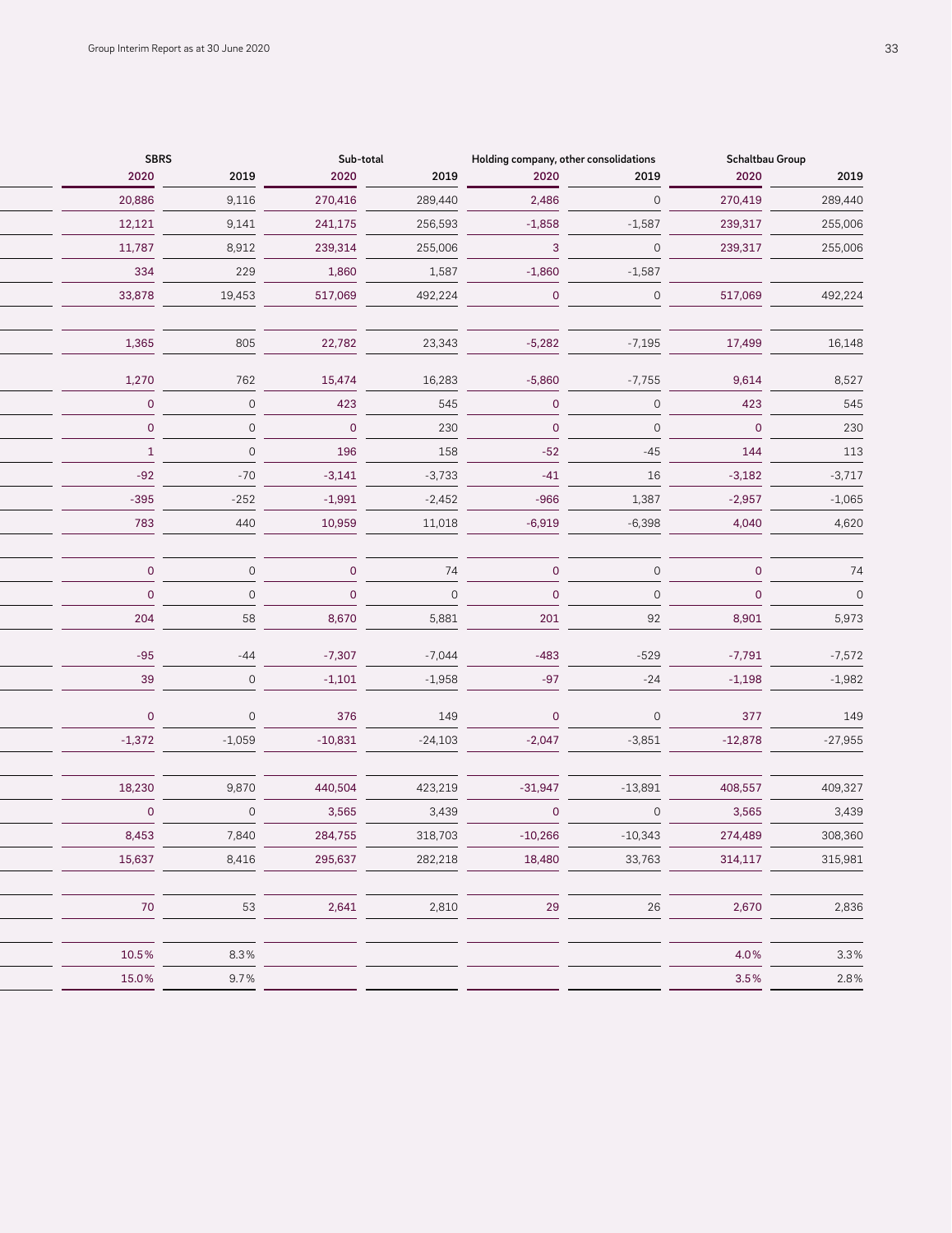| | SBRS | | Sub-total | | Holding company, other consolidations | | Schaltbau Group | |
|---|---|---|---|---|---|---|---|---|
| | 2020 | 2019 | 2020 | 2019 | 2020 | 2019 | 2020 | 2019 |
| | 20,886 | 9,116 | 270,416 | 289,440 | 2,486 | 0 | 270,419 | 289,440 |
| | 12,121 | 9,141 | 241,175 | 256,593 | -1,858 | -1,587 | 239,317 | 255,006 |
| | 11,787 | 8,912 | 239,314 | 255,006 | 3 | 0 | 239,317 | 255,006 |
| | 334 | 229 | 1,860 | 1,587 | -1,860 | -1,587 | | |
| | 33,878 | 19,453 | 517,069 | 492,224 | 0 | 0 | 517,069 | 492,224 |
| | | | | | | | | |
| | 1,365 | 805 | 22,782 | 23,343 | -5,282 | -7,195 | 17,499 | 16,148 |
| | 1,270 | 762 | 15,474 | 16,283 | -5,860 | -7,755 | 9,614 | 8,527 |
| | 0 | 0 | 423 | 545 | 0 | 0 | 423 | 545 |
| | 0 | 0 | 0 | 230 | 0 | 0 | 0 | 230 |
| | 1 | 0 | 196 | 158 | -52 | -45 | 144 | 113 |
| | -92 | -70 | -3,141 | -3,733 | -41 | 16 | -3,182 | -3,717 |
| | -395 | -252 | -1,991 | -2,452 | -966 | 1,387 | -2,957 | -1,065 |
| | 783 | 440 | 10,959 | 11,018 | -6,919 | -6,398 | 4,040 | 4,620 |
| | | | | | | | | |
| | 0 | 0 | 0 | 74 | 0 | 0 | 0 | 74 |
| | 0 | 0 | 0 | 0 | 0 | 0 | 0 | 0 |
| | 204 | 58 | 8,670 | 5,881 | 201 | 92 | 8,901 | 5,973 |
| | -95 | -44 | -7,307 | -7,044 | -483 | -529 | -7,791 | -7,572 |
| | 39 | 0 | -1,101 | -1,958 | -97 | -24 | -1,198 | -1,982 |
| | 0 | 0 | 376 | 149 | 0 | 0 | 377 | 149 |
| | -1,372 | -1,059 | -10,831 | -24,103 | -2,047 | -3,851 | -12,878 | -27,955 |
| | | | | | | | | |
| | 18,230 | 9,870 | 440,504 | 423,219 | -31,947 | -13,891 | 408,557 | 409,327 |
| | 0 | 0 | 3,565 | 3,439 | 0 | 0 | 3,565 | 3,439 |
| | 8,453 | 7,840 | 284,755 | 318,703 | -10,266 | -10,343 | 274,489 | 308,360 |
| | 15,637 | 8,416 | 295,637 | 282,218 | 18,480 | 33,763 | 314,117 | 315,981 |
| | | | | | | | | |
| | 70 | 53 | 2,641 | 2,810 | 29 | 26 | 2,670 | 2,836 |
| | | | | | | | | |
| | 10.5% | 8.3% | | | | | 4.0% | 3.3% |
| | 15.0% | 9.7% | | | | | 3.5% | 2.8% |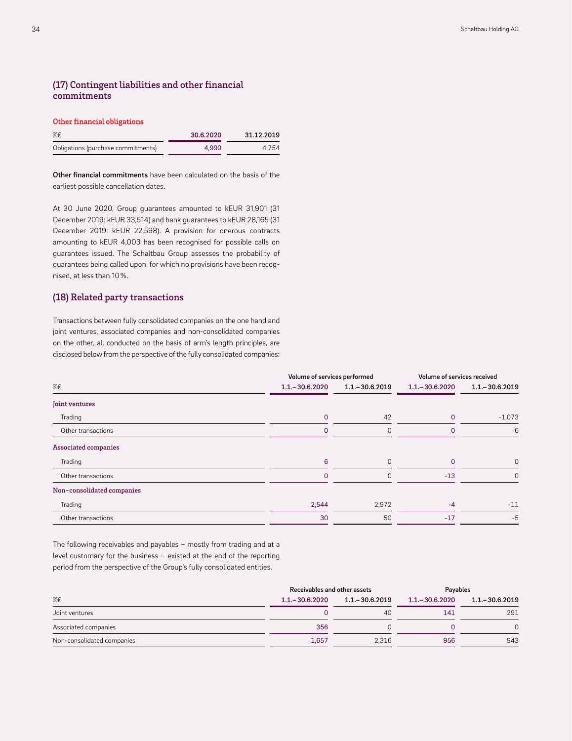## (17) Contingent liabilities and other financial commitments

### Other financial obligations

| K€ | 30.6.2020 | 31.12.2019 |
|---|---|---|
| Obligations (purchase commitments) | 4,990 | 4,754 |

**Other financial commitments** have been calculated on the basis of the earliest possible cancellation dates.

At 30 June 2020, Group guarantees amounted to kEUR 31,901 (31 December 2019: kEUR 33,514) and bank guarantees to kEUR 28,165 (31 December 2019: kEUR 22,598). A provision for onerous contracts amounting to kEUR 4,003 has been recognised for possible calls on guarantees issued. The Schaltbau Group assesses the probability of guarantees being called upon, for which no provisions have been recognised, at less than 10 %.

## (18) Related party transactions

Transactions between fully consolidated companies on the one hand and joint ventures, associated companies and non-consolidated companies on the other, all conducted on the basis of arm's length principles, are disclosed below from the perspective of the fully consolidated companies:

| | Volume of services performed | | Volume of services received | |
|---|---|---|---|---|
| K€ | 1.1.–30.6.2020 | 1.1.–30.6.2019 | 1.1.–30.6.2020 | 1.1.–30.6.2019 |
| **Joint ventures** | | | | |
| Trading | 0 | 42 | 0 | -1,073 |
| Other transactions | 0 | 0 | 0 | -6 |
| **Associated companies** | | | | |
| Trading | 6 | 0 | 0 | 0 |
| Other transactions | 0 | 0 | -13 | 0 |
| **Non-consolidated companies** | | | | |
| Trading | 2,544 | 2,972 | -4 | -11 |
| Other transactions | 30 | 50 | -17 | -5 |

The following receivables and payables – mostly from trading and at a level customary for the business – existed at the end of the reporting period from the perspective of the Group's fully consolidated entities.

| | Receivables and other assets | | Payables | |
|---|---|---|---|---|
| K€ | 1.1.–30.6.2020 | 1.1.–30.6.2019 | 1.1.–30.6.2020 | 1.1.–30.6.2019 |
| Joint ventures | 0 | 40 | 141 | 291 |
| Associated companies | 356 | 0 | 0 | 0 |
| Non-consolidated companies | 1,657 | 2,316 | 956 | 943 |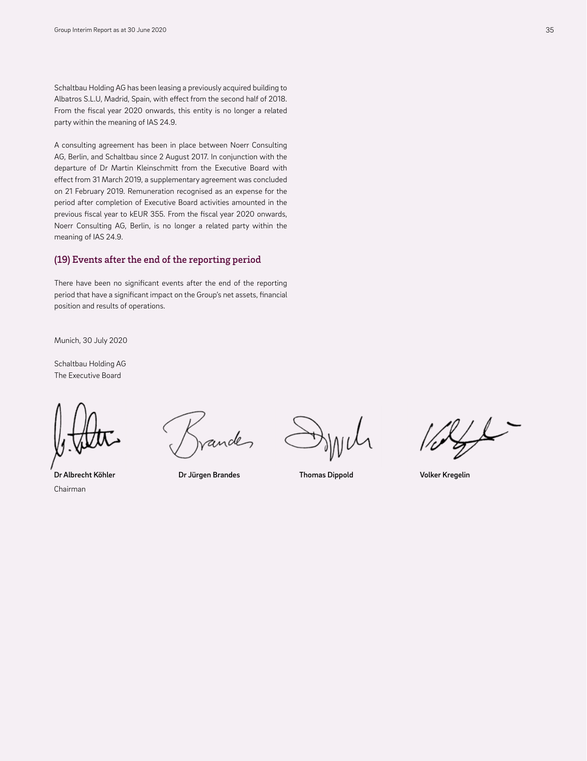Schaltbau Holding AG has been leasing a previously acquired building to Albatros S.L.U, Madrid, Spain, with effect from the second half of 2018. From the fiscal year 2020 onwards, this entity is no longer a related party within the meaning of IAS 24.9.

A consulting agreement has been in place between Noerr Consulting AG, Berlin, and Schaltbau since 2 August 2017. In conjunction with the departure of Dr Martin Kleinschmitt from the Executive Board with effect from 31 March 2019, a supplementary agreement was concluded on 21 February 2019. Remuneration recognised as an expense for the period after completion of Executive Board activities amounted in the previous fiscal year to kEUR 355. From the fiscal year 2020 onwards, Noerr Consulting AG, Berlin, is no longer a related party within the meaning of IAS 24.9.

## (19) Events after the end of the reporting period

There have been no significant events after the end of the reporting period that have a significant impact on the Group's net assets, financial position and results of operations.

Munich, 30 July 2020

Schaltbau Holding AG
The Executive Board

**Dr Albrecht Köhler**
Chairman

**Dr Jürgen Brandes**

**Thomas Dippold**

**Volker Kregelin**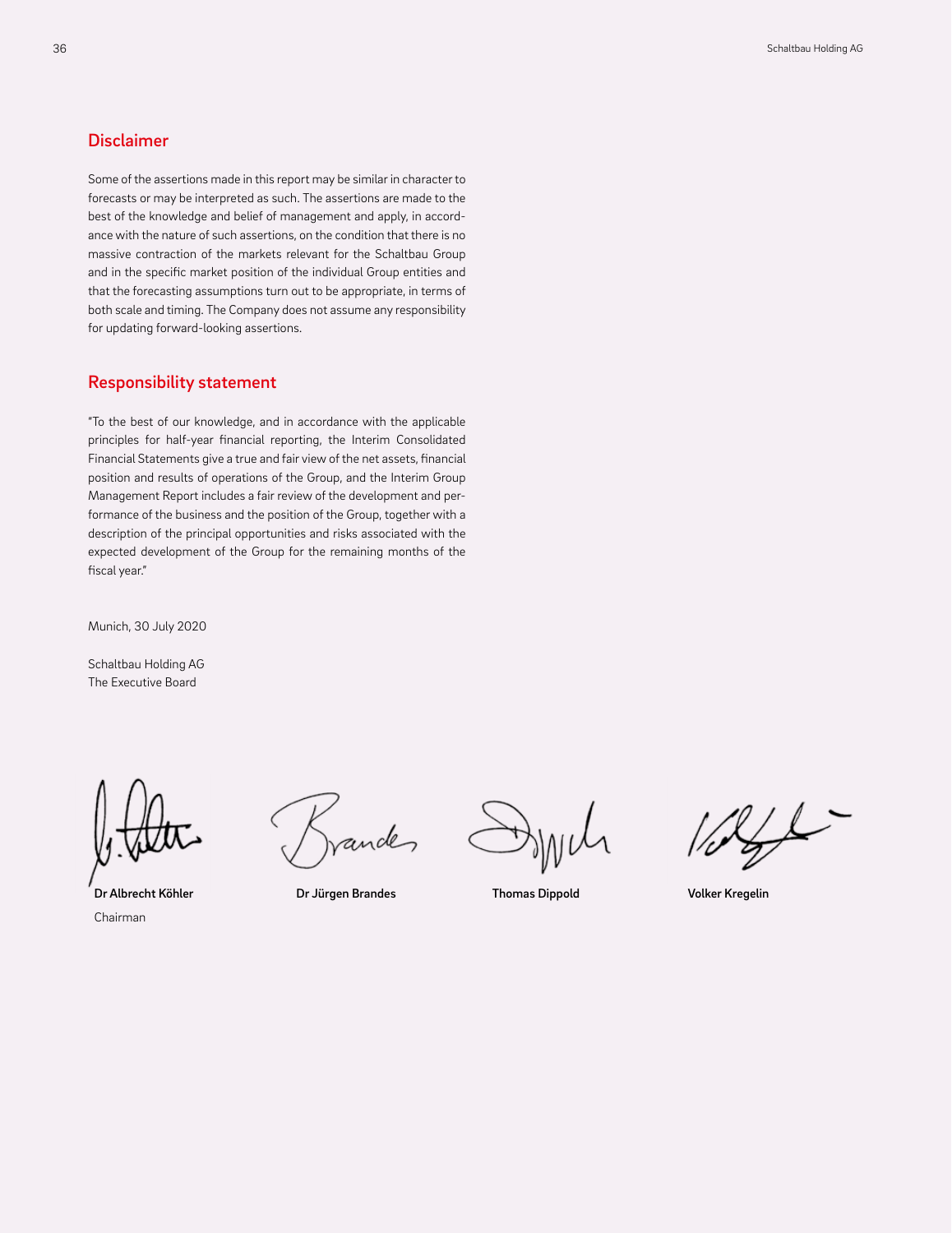## Disclaimer

Some of the assertions made in this report may be similar in character to forecasts or may be interpreted as such. The assertions are made to the best of the knowledge and belief of management and apply, in accordance with the nature of such assertions, on the condition that there is no massive contraction of the markets relevant for the Schaltbau Group and in the specific market position of the individual Group entities and that the forecasting assumptions turn out to be appropriate, in terms of both scale and timing. The Company does not assume any responsibility for updating forward-looking assertions.

## Responsibility statement

"To the best of our knowledge, and in accordance with the applicable principles for half-year financial reporting, the Interim Consolidated Financial Statements give a true and fair view of the net assets, financial position and results of operations of the Group, and the Interim Group Management Report includes a fair review of the development and performance of the business and the position of the Group, together with a description of the principal opportunities and risks associated with the expected development of the Group for the remaining months of the fiscal year."

Munich, 30 July 2020

Schaltbau Holding AG
The Executive Board

**Dr Albrecht Köhler**
Chairman

**Dr Jürgen Brandes**

**Thomas Dippold**

**Volker Kregelin**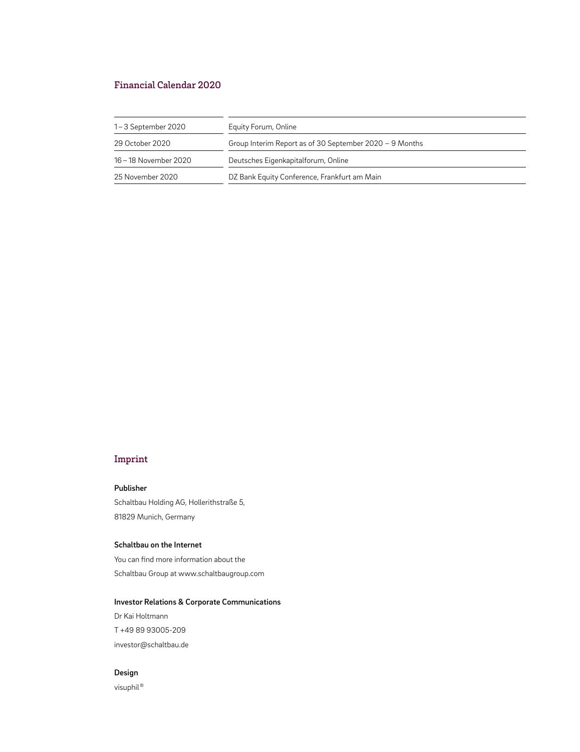## Financial Calendar 2020

| | |
|---|---|
| 1 – 3 September 2020 | Equity Forum, Online |
| 29 October 2020 | Group Interim Report as of 30 September 2020 – 9 Months |
| 16 – 18 November 2020 | Deutsches Eigenkapitalforum, Online |
| 25 November 2020 | DZ Bank Equity Conference, Frankfurt am Main |

## Imprint

**Publisher**

Schaltbau Holding AG, Hollerithstraße 5,
81829 Munich, Germany

**Schaltbau on the Internet**

You can find more information about the
Schaltbau Group at www.schaltbaugroup.com

**Investor Relations & Corporate Communications**

Dr Kai Holtmann
T +49 89 93005-209
investor@schaltbau.de

**Design**

visuphil®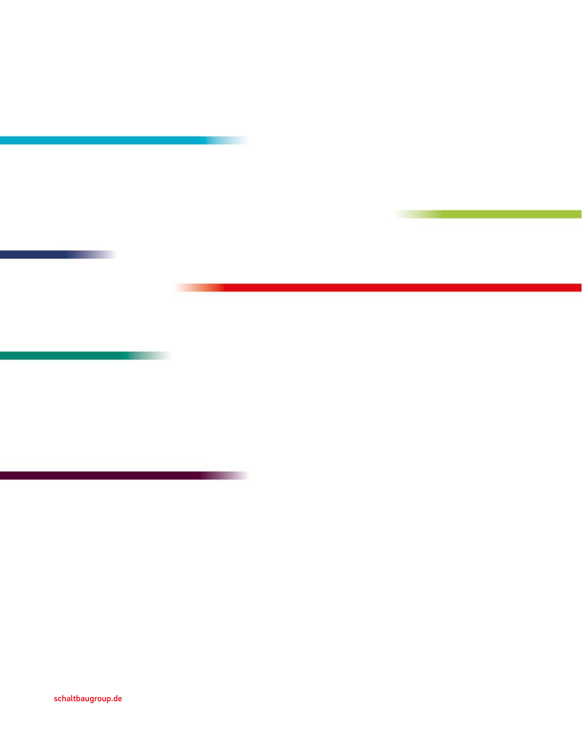schaltbaugroup.de